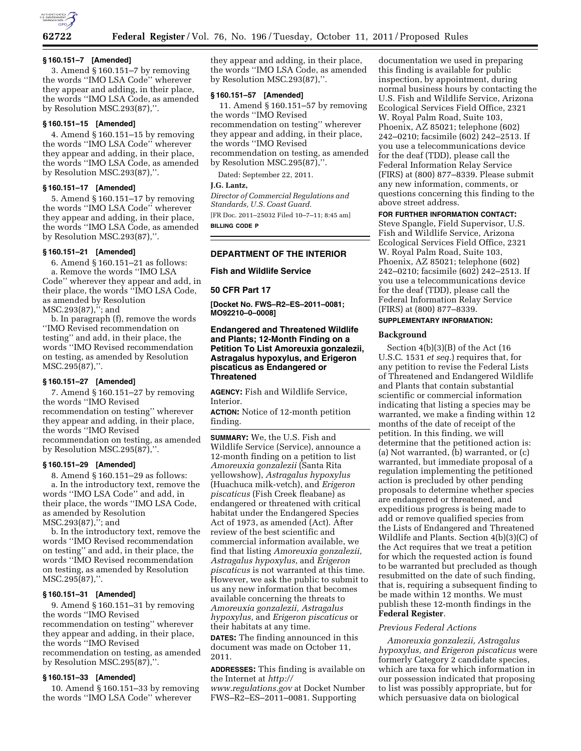### § 160.151–7 [Amended]

3. Amend § 160.151–7 by removing the words ''IMO LSA Code'' wherever they appear and adding, in their place, the words ''IMO LSA Code, as amended by Resolution MSC.293(87),''.

### § 160.151–15 [Amended]

4. Amend § 160.151–15 by removing the words ''IMO LSA Code'' wherever they appear and adding, in their place, the words ''IMO LSA Code, as amended by Resolution MSC.293(87),''.

### § 160.151–17 [Amended]

5. Amend § 160.151–17 by removing the words ''IMO LSA Code'' wherever they appear and adding, in their place, the words ''IMO LSA Code, as amended by Resolution MSC.293(87),''.

### § 160.151–21 [Amended]

6. Amend § 160.151–21 as follows:

a. Remove the words ''IMO LSA Code'' wherever they appear and add, in their place, the words ''IMO LSA Code, as amended by Resolution MSC.293(87),''; and

b. In paragraph (f), remove the words ''IMO Revised recommendation on testing'' and add, in their place, the words ''IMO Revised recommendation on testing, as amended by Resolution MSC.295(87),''.

### § 160.151–27 [Amended]

7. Amend § 160.151–27 by removing the words ''IMO Revised recommendation on testing'' wherever they appear and adding, in their place, the words ''IMO Revised recommendation on testing, as amended by Resolution MSC.295(87),''.

### § 160.151–29 [Amended]

8. Amend § 160.151–29 as follows:

a. In the introductory text, remove the words ''IMO LSA Code'' and add, in their place, the words ''IMO LSA Code, as amended by Resolution MSC.293(87),''; and

b. In the introductory text, remove the words ''IMO Revised recommendation on testing'' and add, in their place, the words ''IMO Revised recommendation on testing, as amended by Resolution MSC.295(87),''.

### § 160.151–31 [Amended]

9. Amend § 160.151–31 by removing the words ''IMO Revised recommendation on testing'' wherever they appear and adding, in their place, the words ''IMO Revised recommendation on testing, as amended by Resolution MSC.295(87),''.

### § 160.151–33 [Amended]

10. Amend § 160.151–33 by removing the words ''IMO LSA Code'' wherever they appear and adding, in their place, the words ''IMO LSA Code, as amended by Resolution MSC.293(87),''.

### § 160.151–57 [Amended]

11. Amend § 160.151–57 by removing the words ''IMO Revised recommendation on testing'' wherever they appear and adding, in their place, the words ''IMO Revised recommendation on testing, as amended by Resolution MSC.295(87),''.

Dated: September 22, 2011.

**J.G. Lantz,**

*Director of Commercial Regulations and Standards, U.S. Coast Guard.*

[FR Doc. 2011–25032 Filed 10–7–11; 8:45 am]

**BILLING CODE P**

---

## DEPARTMENT OF THE INTERIOR

## Fish and Wildlife Service

## 50 CFR Part 17

**[Docket No. FWS–R2–ES–2011–0081; MO92210–0–0008]**

## Endangered and Threatened Wildlife and Plants; 12-Month Finding on a Petition To List Amoreuxia gonzalezii, Astragalus hypoxylus, and Erigeron piscaticus as Endangered or Threatened

**AGENCY:** Fish and Wildlife Service, Interior.

**ACTION:** Notice of 12-month petition finding.

**SUMMARY:** We, the U.S. Fish and Wildlife Service (Service), announce a 12-month finding on a petition to list *Amoreuxia gonzalezii* (Santa Rita yellowshow), *Astragalus hypoxylus* (Huachuca milk-vetch), and *Erigeron piscaticus* (Fish Creek fleabane) as endangered or threatened with critical habitat under the Endangered Species Act of 1973, as amended (Act). After review of the best scientific and commercial information available, we find that listing *Amoreuxia gonzalezii, Astragalus hypoxylus,* and *Erigeron piscaticus* is not warranted at this time. However, we ask the public to submit to us any new information that becomes available concerning the threats to *Amoreuxia gonzalezii, Astragalus hypoxylus,* and *Erigeron piscaticus* or their habitats at any time.

**DATES:** The finding announced in this document was made on October 11, 2011.

**ADDRESSES:** This finding is available on the Internet at *http://www.regulations.gov* at Docket Number FWS–R2–ES–2011–0081. Supporting documentation we used in preparing this finding is available for public inspection, by appointment, during normal business hours by contacting the U.S. Fish and Wildlife Service, Arizona Ecological Services Field Office, 2321 W. Royal Palm Road, Suite 103, Phoenix, AZ 85021; telephone (602) 242–0210; facsimile (602) 242–2513. If you use a telecommunications device for the deaf (TDD), please call the Federal Information Relay Service (FIRS) at (800) 877–8339. Please submit any new information, comments, or questions concerning this finding to the above street address.

**FOR FURTHER INFORMATION CONTACT:** Steve Spangle, Field Supervisor, U.S. Fish and Wildlife Service, Arizona Ecological Services Field Office, 2321 W. Royal Palm Road, Suite 103, Phoenix, AZ 85021; telephone (602) 242–0210; facsimile (602) 242–2513. If you use a telecommunications device for the deaf (TDD), please call the Federal Information Relay Service (FIRS) at (800) 877–8339.

**SUPPLEMENTARY INFORMATION:**

### Background

Section 4(b)(3)(B) of the Act (16 U.S.C. 1531 *et seq.*) requires that, for any petition to revise the Federal Lists of Threatened and Endangered Wildlife and Plants that contain substantial scientific or commercial information indicating that listing a species may be warranted, we make a finding within 12 months of the date of receipt of the petition. In this finding, we will determine that the petitioned action is: (a) Not warranted, (b) warranted, or (c) warranted, but immediate proposal of a regulation implementing the petitioned action is precluded by other pending proposals to determine whether species are endangered or threatened, and expeditious progress is being made to add or remove qualified species from the Lists of Endangered and Threatened Wildlife and Plants. Section 4(b)(3)(C) of the Act requires that we treat a petition for which the requested action is found to be warranted but precluded as though resubmitted on the date of such finding, that is, requiring a subsequent finding to be made within 12 months. We must publish these 12-month findings in the **Federal Register**.

#### *Previous Federal Actions*

*Amoreuxia gonzalezii, Astragalus hypoxylus, and Erigeron piscaticus* were formerly Category 2 candidate species, which are taxa for which information in our possession indicated that proposing to list was possibly appropriate, but for which persuasive data on biological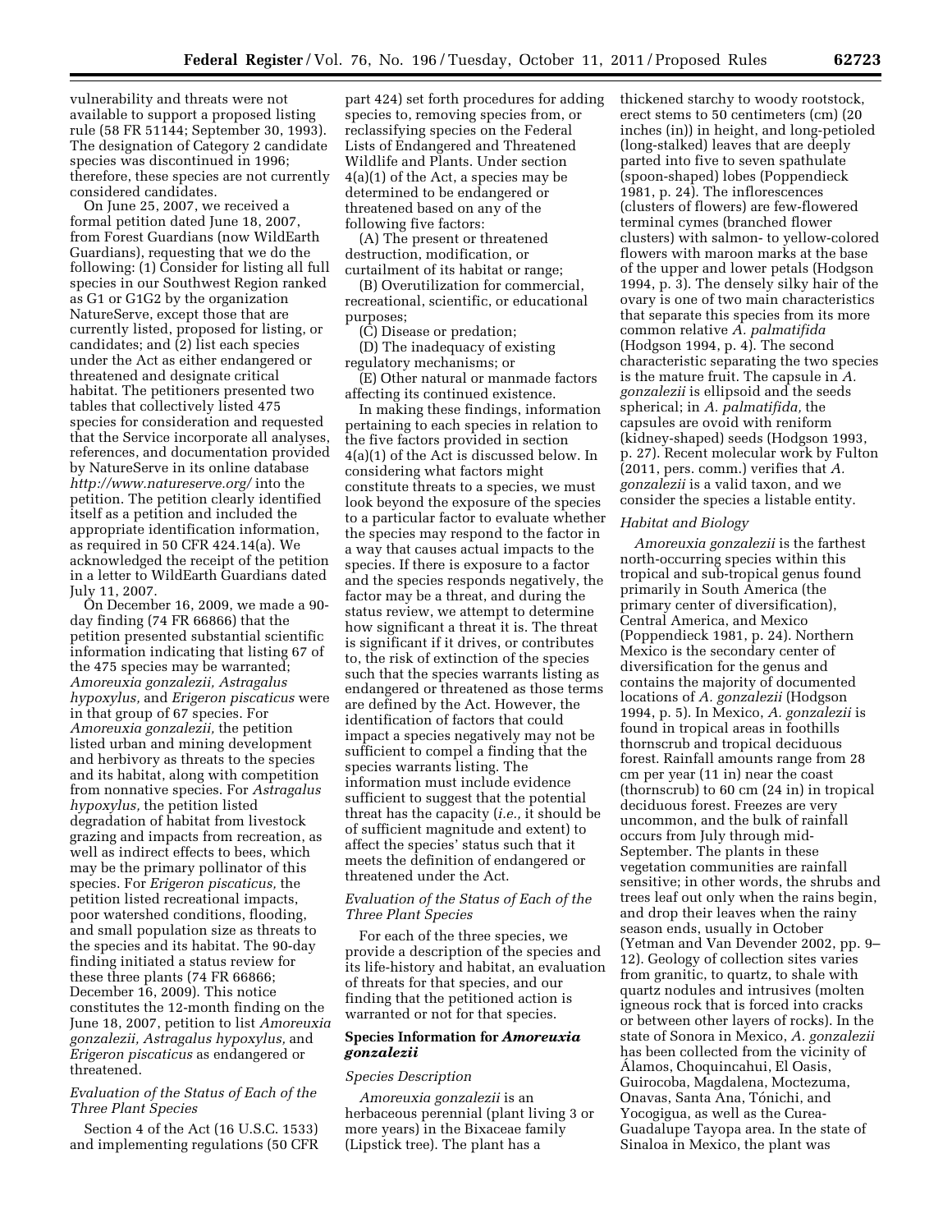vulnerability and threats were not available to support a proposed listing rule (58 FR 51144; September 30, 1993). The designation of Category 2 candidate species was discontinued in 1996; therefore, these species are not currently considered candidates.

On June 25, 2007, we received a formal petition dated June 18, 2007, from Forest Guardians (now WildEarth Guardians), requesting that we do the following: (1) Consider for listing all full species in our Southwest Region ranked as G1 or G1G2 by the organization NatureServe, except those that are currently listed, proposed for listing, or candidates; and (2) list each species under the Act as either endangered or threatened and designate critical habitat. The petitioners presented two tables that collectively listed 475 species for consideration and requested that the Service incorporate all analyses, references, and documentation provided by NatureServe in its online database *http://www.natureserve.org/* into the petition. The petition clearly identified itself as a petition and included the appropriate identification information, as required in 50 CFR 424.14(a). We acknowledged the receipt of the petition in a letter to WildEarth Guardians dated July 11, 2007.

On December 16, 2009, we made a 90-day finding (74 FR 66866) that the petition presented substantial scientific information indicating that listing 67 of the 475 species may be warranted; *Amoreuxia gonzalezii, Astragalus hypoxylus,* and *Erigeron piscaticus* were in that group of 67 species. For *Amoreuxia gonzalezii,* the petition listed urban and mining development and herbivory as threats to the species and its habitat, along with competition from nonnative species. For *Astragalus hypoxylus,* the petition listed degradation of habitat from livestock grazing and impacts from recreation, as well as indirect effects to bees, which may be the primary pollinator of this species. For *Erigeron piscaticus,* the petition listed recreational impacts, poor watershed conditions, flooding, and small population size as threats to the species and its habitat. The 90-day finding initiated a status review for these three plants (74 FR 66866; December 16, 2009). This notice constitutes the 12-month finding on the June 18, 2007, petition to list *Amoreuxia gonzalezii, Astragalus hypoxylus,* and *Erigeron piscaticus* as endangered or threatened.

### *Evaluation of the Status of Each of the Three Plant Species*

Section 4 of the Act (16 U.S.C. 1533) and implementing regulations (50 CFR part 424) set forth procedures for adding species to, removing species from, or reclassifying species on the Federal Lists of Endangered and Threatened Wildlife and Plants. Under section 4(a)(1) of the Act, a species may be determined to be endangered or threatened based on any of the following five factors:

(A) The present or threatened destruction, modification, or curtailment of its habitat or range;

(B) Overutilization for commercial, recreational, scientific, or educational purposes;

(C) Disease or predation;

(D) The inadequacy of existing regulatory mechanisms; or

(E) Other natural or manmade factors affecting its continued existence.

In making these findings, information pertaining to each species in relation to the five factors provided in section 4(a)(1) of the Act is discussed below. In considering what factors might constitute threats to a species, we must look beyond the exposure of the species to a particular factor to evaluate whether the species may respond to the factor in a way that causes actual impacts to the species. If there is exposure to a factor and the species responds negatively, the factor may be a threat, and during the status review, we attempt to determine how significant a threat it is. The threat is significant if it drives, or contributes to, the risk of extinction of the species such that the species warrants listing as endangered or threatened as those terms are defined by the Act. However, the identification of factors that could impact a species negatively may not be sufficient to compel a finding that the species warrants listing. The information must include evidence sufficient to suggest that the potential threat has the capacity (*i.e.,* it should be of sufficient magnitude and extent) to affect the species' status such that it meets the definition of endangered or threatened under the Act.

### *Evaluation of the Status of Each of the Three Plant Species*

For each of the three species, we provide a description of the species and its life-history and habitat, an evaluation of threats for that species, and our finding that the petitioned action is warranted or not for that species.

## Species Information for *Amoreuxia gonzalezii*

### *Species Description*

*Amoreuxia gonzalezii* is an herbaceous perennial (plant living 3 or more years) in the Bixaceae family (Lipstick tree). The plant has a thickened starchy to woody rootstock, erect stems to 50 centimeters (cm) (20 inches (in)) in height, and long-petioled (long-stalked) leaves that are deeply parted into five to seven spathulate (spoon-shaped) lobes (Poppendieck 1981, p. 24). The inflorescences (clusters of flowers) are few-flowered terminal cymes (branched flower clusters) with salmon- to yellow-colored flowers with maroon marks at the base of the upper and lower petals (Hodgson 1994, p. 3). The densely silky hair of the ovary is one of two main characteristics that separate this species from its more common relative *A. palmatifida* (Hodgson 1994, p. 4). The second characteristic separating the two species is the mature fruit. The capsule in *A. gonzalezii* is ellipsoid and the seeds spherical; in *A. palmatifida,* the capsules are ovoid with reniform (kidney-shaped) seeds (Hodgson 1993, p. 27). Recent molecular work by Fulton (2011, pers. comm.) verifies that *A. gonzalezii* is a valid taxon, and we consider the species a listable entity.

### *Habitat and Biology*

*Amoreuxia gonzalezii* is the farthest north-occurring species within this tropical and sub-tropical genus found primarily in South America (the primary center of diversification), Central America, and Mexico (Poppendieck 1981, p. 24). Northern Mexico is the secondary center of diversification for the genus and contains the majority of documented locations of *A. gonzalezii* (Hodgson 1994, p. 5). In Mexico, *A. gonzalezii* is found in tropical areas in foothills thornscrub and tropical deciduous forest. Rainfall amounts range from 28 cm per year (11 in) near the coast (thornscrub) to 60 cm (24 in) in tropical deciduous forest. Freezes are very uncommon, and the bulk of rainfall occurs from July through mid-September. The plants in these vegetation communities are rainfall sensitive; in other words, the shrubs and trees leaf out only when the rains begin, and drop their leaves when the rainy season ends, usually in October (Yetman and Van Devender 2002, pp. 9–12). Geology of collection sites varies from granitic, to quartz, to shale with quartz nodules and intrusives (molten igneous rock that is forced into cracks or between other layers of rocks). In the state of Sonora in Mexico, *A. gonzalezii* has been collected from the vicinity of Álamos, Choquincahui, El Oasis, Guirocoba, Magdalena, Moctezuma, Onavas, Santa Ana, Tónichi, and Yocogigua, as well as the Curea-Guadalupe Tayopa area. In the state of Sinaloa in Mexico, the plant was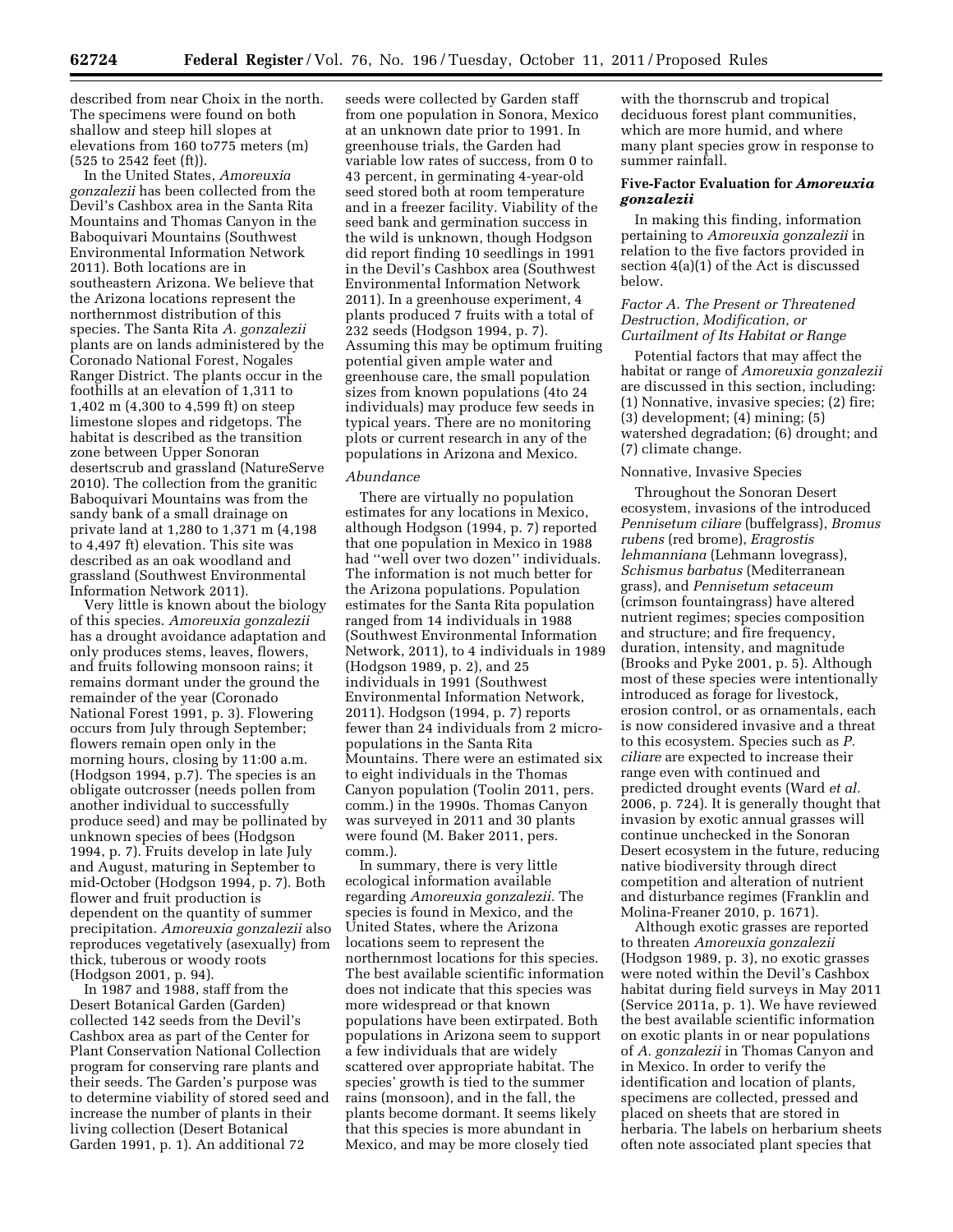described from near Choix in the north. The specimens were found on both shallow and steep hill slopes at elevations from 160 to775 meters (m) (525 to 2542 feet (ft)).

In the United States, *Amoreuxia gonzalezii* has been collected from the Devil's Cashbox area in the Santa Rita Mountains and Thomas Canyon in the Baboquivari Mountains (Southwest Environmental Information Network 2011). Both locations are in southeastern Arizona. We believe that the Arizona locations represent the northernmost distribution of this species. The Santa Rita *A. gonzalezii* plants are on lands administered by the Coronado National Forest, Nogales Ranger District. The plants occur in the foothills at an elevation of 1,311 to 1,402 m (4,300 to 4,599 ft) on steep limestone slopes and ridgetops. The habitat is described as the transition zone between Upper Sonoran desertscrub and grassland (NatureServe 2010). The collection from the granitic Baboquivari Mountains was from the sandy bank of a small drainage on private land at 1,280 to 1,371 m (4,198 to 4,497 ft) elevation. This site was described as an oak woodland and grassland (Southwest Environmental Information Network 2011).

Very little is known about the biology of this species. *Amoreuxia gonzalezii* has a drought avoidance adaptation and only produces stems, leaves, flowers, and fruits following monsoon rains; it remains dormant under the ground the remainder of the year (Coronado National Forest 1991, p. 3). Flowering occurs from July through September; flowers remain open only in the morning hours, closing by 11:00 a.m. (Hodgson 1994, p.7). The species is an obligate outcrosser (needs pollen from another individual to successfully produce seed) and may be pollinated by unknown species of bees (Hodgson 1994, p. 7). Fruits develop in late July and August, maturing in September to mid-October (Hodgson 1994, p. 7). Both flower and fruit production is dependent on the quantity of summer precipitation. *Amoreuxia gonzalezii* also reproduces vegetatively (asexually) from thick, tuberous or woody roots (Hodgson 2001, p. 94).

In 1987 and 1988, staff from the Desert Botanical Garden (Garden) collected 142 seeds from the Devil's Cashbox area as part of the Center for Plant Conservation National Collection program for conserving rare plants and their seeds. The Garden's purpose was to determine viability of stored seed and increase the number of plants in their living collection (Desert Botanical Garden 1991, p. 1). An additional 72 seeds were collected by Garden staff from one population in Sonora, Mexico at an unknown date prior to 1991. In greenhouse trials, the Garden had variable low rates of success, from 0 to 43 percent, in germinating 4-year-old seed stored both at room temperature and in a freezer facility. Viability of the seed bank and germination success in the wild is unknown, though Hodgson did report finding 10 seedlings in 1991 in the Devil's Cashbox area (Southwest Environmental Information Network 2011). In a greenhouse experiment, 4 plants produced 7 fruits with a total of 232 seeds (Hodgson 1994, p. 7). Assuming this may be optimum fruiting potential given ample water and greenhouse care, the small population sizes from known populations (4to 24 individuals) may produce few seeds in typical years. There are no monitoring plots or current research in any of the populations in Arizona and Mexico.

*Abundance*

There are virtually no population estimates for any locations in Mexico, although Hodgson (1994, p. 7) reported that one population in Mexico in 1988 had ''well over two dozen'' individuals. The information is not much better for the Arizona populations. Population estimates for the Santa Rita population ranged from 14 individuals in 1988 (Southwest Environmental Information Network, 2011), to 4 individuals in 1989 (Hodgson 1989, p. 2), and 25 individuals in 1991 (Southwest Environmental Information Network, 2011). Hodgson (1994, p. 7) reports fewer than 24 individuals from 2 micro-populations in the Santa Rita Mountains. There were an estimated six to eight individuals in the Thomas Canyon population (Toolin 2011, pers. comm.) in the 1990s. Thomas Canyon was surveyed in 2011 and 30 plants were found (M. Baker 2011, pers. comm.).

In summary, there is very little ecological information available regarding *Amoreuxia gonzalezii.* The species is found in Mexico, and the United States, where the Arizona locations seem to represent the northernmost locations for this species. The best available scientific information does not indicate that this species was more widespread or that known populations have been extirpated. Both populations in Arizona seem to support a few individuals that are widely scattered over appropriate habitat. The species' growth is tied to the summer rains (monsoon), and in the fall, the plants become dormant. It seems likely that this species is more abundant in Mexico, and may be more closely tied with the thornscrub and tropical deciduous forest plant communities, which are more humid, and where many plant species grow in response to summer rainfall.

## Five-Factor Evaluation for *Amoreuxia gonzalezii*

In making this finding, information pertaining to *Amoreuxia gonzalezii* in relation to the five factors provided in section 4(a)(1) of the Act is discussed below.

### *Factor A. The Present or Threatened Destruction, Modification, or Curtailment of Its Habitat or Range*

Potential factors that may affect the habitat or range of *Amoreuxia gonzalezii* are discussed in this section, including: (1) Nonnative, invasive species; (2) fire; (3) development; (4) mining; (5) watershed degradation; (6) drought; and (7) climate change.

#### Nonnative, Invasive Species

Throughout the Sonoran Desert ecosystem, invasions of the introduced *Pennisetum ciliare* (buffelgrass), *Bromus rubens* (red brome), *Eragrostis lehmanniana* (Lehmann lovegrass), *Schismus barbatus* (Mediterranean grass), and *Pennisetum setaceum* (crimson fountaingrass) have altered nutrient regimes; species composition and structure; and fire frequency, duration, intensity, and magnitude (Brooks and Pyke 2001, p. 5). Although most of these species were intentionally introduced as forage for livestock, erosion control, or as ornamentals, each is now considered invasive and a threat to this ecosystem. Species such as *P. ciliare* are expected to increase their range even with continued and predicted drought events (Ward *et al.* 2006, p. 724). It is generally thought that invasion by exotic annual grasses will continue unchecked in the Sonoran Desert ecosystem in the future, reducing native biodiversity through direct competition and alteration of nutrient and disturbance regimes (Franklin and Molina-Freaner 2010, p. 1671).

Although exotic grasses are reported to threaten *Amoreuxia gonzalezii* (Hodgson 1989, p. 3), no exotic grasses were noted within the Devil's Cashbox habitat during field surveys in May 2011 (Service 2011a, p. 1). We have reviewed the best available scientific information on exotic plants in or near populations of *A. gonzalezii* in Thomas Canyon and in Mexico. In order to verify the identification and location of plants, specimens are collected, pressed and placed on sheets that are stored in herbaria. The labels on herbarium sheets often note associated plant species that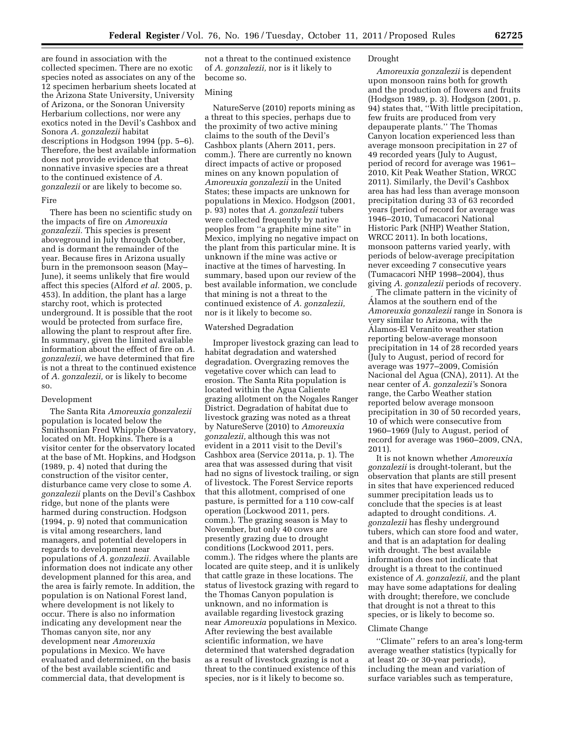are found in association with the collected specimen. There are no exotic species noted as associates on any of the 12 specimen herbarium sheets located at the Arizona State University, University of Arizona, or the Sonoran University Herbarium collections, nor were any exotics noted in the Devil's Cashbox and Sonora *A. gonzalezii* habitat descriptions in Hodgson 1994 (pp. 5–6). Therefore, the best available information does not provide evidence that nonnative invasive species are a threat to the continued existence of *A. gonzalezii* or are likely to become so.

### Fire

There has been no scientific study on the impacts of fire on *Amoreuxia gonzalezii.* This species is present aboveground in July through October, and is dormant the remainder of the year. Because fires in Arizona usually burn in the premonsoon season (May–June), it seems unlikely that fire would affect this species (Alford *et al.* 2005, p. 453). In addition, the plant has a large starchy root, which is protected underground. It is possible that the root would be protected from surface fire, allowing the plant to resprout after fire. In summary, given the limited available information about the effect of fire on *A. gonzalezii,* we have determined that fire is not a threat to the continued existence of *A. gonzalezii,* or is likely to become so.

### Development

The Santa Rita *Amoreuxia gonzalezii* population is located below the Smithsonian Fred Whipple Observatory, located on Mt. Hopkins. There is a visitor center for the observatory located at the base of Mt. Hopkins, and Hodgson (1989, p. 4) noted that during the construction of the visitor center, disturbance came very close to some *A. gonzalezii* plants on the Devil's Cashbox ridge, but none of the plants were harmed during construction. Hodgson (1994, p. 9) noted that communication is vital among researchers, land managers, and potential developers in regards to development near populations of *A. gonzalezii.* Available information does not indicate any other development planned for this area, and the area is fairly remote. In addition, the population is on National Forest land, where development is not likely to occur. There is also no information indicating any development near the Thomas canyon site, nor any development near *Amoreuxia* populations in Mexico. We have evaluated and determined, on the basis of the best available scientific and commercial data, that development is not a threat to the continued existence of *A. gonzalezii,* nor is it likely to become so.

### Mining

NatureServe (2010) reports mining as a threat to this species, perhaps due to the proximity of two active mining claims to the south of the Devil's Cashbox plants (Ahern 2011, pers. comm.). There are currently no known direct impacts of active or proposed mines on any known population of *Amoreuxia gonzalezii* in the United States; these impacts are unknown for populations in Mexico. Hodgson (2001, p. 93) notes that *A. gonzalezii* tubers were collected frequently by native peoples from ''a graphite mine site'' in Mexico, implying no negative impact on the plant from this particular mine. It is unknown if the mine was active or inactive at the times of harvesting. In summary, based upon our review of the best available information, we conclude that mining is not a threat to the continued existence of *A. gonzalezii,* nor is it likely to become so.

### Watershed Degradation

Improper livestock grazing can lead to habitat degradation and watershed degradation. Overgrazing removes the vegetative cover which can lead to erosion. The Santa Rita population is located within the Agua Caliente grazing allotment on the Nogales Ranger District. Degradation of habitat due to livestock grazing was noted as a threat by NatureServe (2010) to *Amoreuxia gonzalezii,* although this was not evident in a 2011 visit to the Devil's Cashbox area (Service 2011a, p. 1). The area that was assessed during that visit had no signs of livestock trailing, or sign of livestock. The Forest Service reports that this allotment, comprised of one pasture, is permitted for a 110 cow-calf operation (Lockwood 2011, pers. comm.). The grazing season is May to November, but only 40 cows are presently grazing due to drought conditions (Lockwood 2011, pers. comm.). The ridges where the plants are located are quite steep, and it is unlikely that cattle graze in these locations. The status of livestock grazing with regard to the Thomas Canyon population is unknown, and no information is available regarding livestock grazing near *Amoreuxia* populations in Mexico. After reviewing the best available scientific information, we have determined that watershed degradation as a result of livestock grazing is not a threat to the continued existence of this species, nor is it likely to become so.

### Drought

*Amoreuxia gonzalezii* is dependent upon monsoon rains both for growth and the production of flowers and fruits (Hodgson 1989, p. 3). Hodgson (2001, p. 94) states that, ''With little precipitation, few fruits are produced from very depauperate plants.'' The Thomas Canyon location experienced less than average monsoon precipitation in 27 of 49 recorded years (July to August, period of record for average was 1961–2010, Kit Peak Weather Station, WRCC 2011). Similarly, the Devil's Cashbox area has had less than average monsoon precipitation during 33 of 63 recorded years (period of record for average was 1946–2010, Tumacacori National Historic Park (NHP) Weather Station, WRCC 2011). In both locations, monsoon patterns varied yearly, with periods of below-average precipitation never exceeding 7 consecutive years (Tumacacori NHP 1998–2004), thus giving *A. gonzalezii* periods of recovery.

The climate pattern in the vicinity of Álamos at the southern end of the *Amoreuxia gonzalezii* range in Sonora is very similar to Arizona, with the Álamos-El Veranito weather station reporting below-average monsoon precipitation in 14 of 28 recorded years (July to August, period of record for average was 1977–2009, Comisión Nacional del Agua (CNA), 2011). At the near center of *A. gonzalezii's* Sonora range, the Carbo Weather station reported below average monsoon precipitation in 30 of 50 recorded years, 10 of which were consecutive from 1960–1969 (July to August, period of record for average was 1960–2009, CNA, 2011).

It is not known whether *Amoreuxia gonzalezii* is drought-tolerant, but the observation that plants are still present in sites that have experienced reduced summer precipitation leads us to conclude that the species is at least adapted to drought conditions. *A. gonzalezii* has fleshy underground tubers, which can store food and water, and that is an adaptation for dealing with drought. The best available information does not indicate that drought is a threat to the continued existence of *A. gonzalezii,* and the plant may have some adaptations for dealing with drought; therefore, we conclude that drought is not a threat to this species, or is likely to become so.

### Climate Change

''Climate'' refers to an area's long-term average weather statistics (typically for at least 20- or 30-year periods), including the mean and variation of surface variables such as temperature,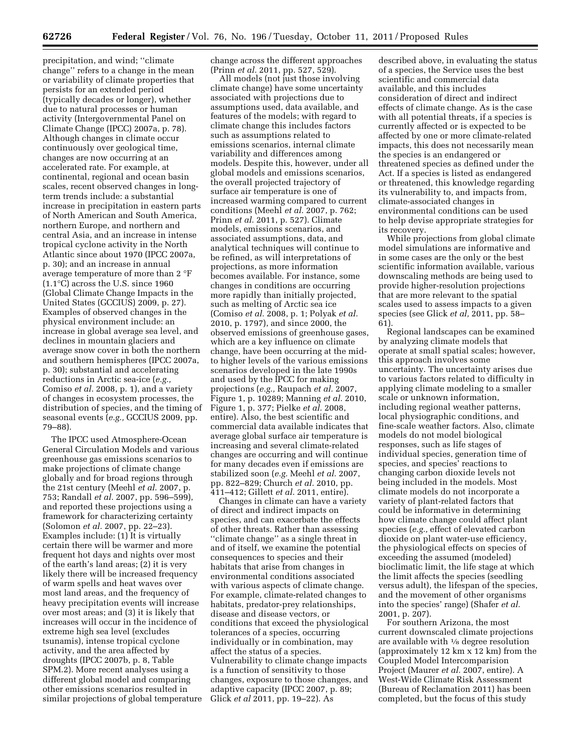precipitation, and wind; ''climate change'' refers to a change in the mean or variability of climate properties that persists for an extended period (typically decades or longer), whether due to natural processes or human activity (Intergovernmental Panel on Climate Change (IPCC) 2007a, p. 78). Although changes in climate occur continuously over geological time, changes are now occurring at an accelerated rate. For example, at continental, regional and ocean basin scales, recent observed changes in long-term trends include: a substantial increase in precipitation in eastern parts of North American and South America, northern Europe, and northern and central Asia, and an increase in intense tropical cyclone activity in the North Atlantic since about 1970 (IPCC 2007a, p. 30); and an increase in annual average temperature of more than 2 °F (1.1°C) across the U.S. since 1960 (Global Climate Change Impacts in the United States (GCCIUS) 2009, p. 27). Examples of observed changes in the physical environment include: an increase in global average sea level, and declines in mountain glaciers and average snow cover in both the northern and southern hemispheres (IPCC 2007a, p. 30); substantial and accelerating reductions in Arctic sea-ice (*e.g.,* Comiso *et al.* 2008, p. 1), and a variety of changes in ecosystem processes, the distribution of species, and the timing of seasonal events (*e.g.,* GCCIUS 2009, pp. 79–88).

The IPCC used Atmosphere-Ocean General Circulation Models and various greenhouse gas emissions scenarios to make projections of climate change globally and for broad regions through the 21st century (Meehl *et al.* 2007, p. 753; Randall *et al.* 2007, pp. 596–599), and reported these projections using a framework for characterizing certainty (Solomon *et al.* 2007, pp. 22–23). Examples include: (1) It is virtually certain there will be warmer and more frequent hot days and nights over most of the earth's land areas; (2) it is very likely there will be increased frequency of warm spells and heat waves over most land areas, and the frequency of heavy precipitation events will increase over most areas; and (3) it is likely that increases will occur in the incidence of extreme high sea level (excludes tsunamis), intense tropical cyclone activity, and the area affected by droughts (IPCC 2007b, p. 8, Table SPM.2). More recent analyses using a different global model and comparing other emissions scenarios resulted in similar projections of global temperature change across the different approaches (Prinn *et al.* 2011, pp. 527, 529).

All models (not just those involving climate change) have some uncertainty associated with projections due to assumptions used, data available, and features of the models; with regard to climate change this includes factors such as assumptions related to emissions scenarios, internal climate variability and differences among models. Despite this, however, under all global models and emissions scenarios, the overall projected trajectory of surface air temperature is one of increased warming compared to current conditions (Meehl *et al.* 2007, p. 762; Prinn *et al.* 2011, p. 527). Climate models, emissions scenarios, and associated assumptions, data, and analytical techniques will continue to be refined, as will interpretations of projections, as more information becomes available. For instance, some changes in conditions are occurring more rapidly than initially projected, such as melting of Arctic sea ice (Comiso *et al.* 2008, p. 1; Polyak *et al.* 2010, p. 1797), and since 2000, the observed emissions of greenhouse gases, which are a key influence on climate change, have been occurring at the mid- to higher levels of the various emissions scenarios developed in the late 1990s and used by the IPCC for making projections (*e.g.,* Raupach *et al.* 2007, Figure 1, p. 10289; Manning *et al.* 2010, Figure 1, p. 377; Pielke *et al.* 2008, entire). Also, the best scientific and commercial data available indicates that average global surface air temperature is increasing and several climate-related changes are occurring and will continue for many decades even if emissions are stabilized soon (*e.g.* Meehl *et al.* 2007, pp. 822–829; Church *et al.* 2010, pp. 411–412; Gillett *et al.* 2011, entire).

Changes in climate can have a variety of direct and indirect impacts on species, and can exacerbate the effects of other threats. Rather than assessing ''climate change'' as a single threat in and of itself, we examine the potential consequences to species and their habitats that arise from changes in environmental conditions associated with various aspects of climate change. For example, climate-related changes to habitats, predator-prey relationships, disease and disease vectors, or conditions that exceed the physiological tolerances of a species, occurring individually or in combination, may affect the status of a species. Vulnerability to climate change impacts is a function of sensitivity to those changes, exposure to those changes, and adaptive capacity (IPCC 2007, p. 89; Glick *et al* 2011, pp. 19–22). As described above, in evaluating the status of a species, the Service uses the best scientific and commercial data available, and this includes consideration of direct and indirect effects of climate change. As is the case with all potential threats, if a species is currently affected or is expected to be affected by one or more climate-related impacts, this does not necessarily mean the species is an endangered or threatened species as defined under the Act. If a species is listed as endangered or threatened, this knowledge regarding its vulnerability to, and impacts from, climate-associated changes in environmental conditions can be used to help devise appropriate strategies for its recovery.

While projections from global climate model simulations are informative and in some cases are the only or the best scientific information available, various downscaling methods are being used to provide higher-resolution projections that are more relevant to the spatial scales used to assess impacts to a given species (see Glick *et al,* 2011, pp. 58–61).

Regional landscapes can be examined by analyzing climate models that operate at small spatial scales; however, this approach involves some uncertainty. The uncertainty arises due to various factors related to difficulty in applying climate modeling to a smaller scale or unknown information, including regional weather patterns, local physiographic conditions, and fine-scale weather factors. Also, climate models do not model biological responses, such as life stages of individual species, generation time of species, and species' reactions to changing carbon dioxide levels not being included in the models. Most climate models do not incorporate a variety of plant-related factors that could be informative in determining how climate change could affect plant species (*e.g.,* effect of elevated carbon dioxide on plant water-use efficiency, the physiological effects on species of exceeding the assumed (modeled) bioclimatic limit, the life stage at which the limit affects the species (seedling versus adult), the lifespan of the species, and the movement of other organisms into the species' range) (Shafer *et al.* 2001, p. 207).

For southern Arizona, the most current downscaled climate projections are available with ⅛ degree resolution (approximately 12 km x 12 km) from the Coupled Model Intercomparision Project (Maurer *et al.* 2007, entire). A West-Wide Climate Risk Assessment (Bureau of Reclamation 2011) has been completed, but the focus of this study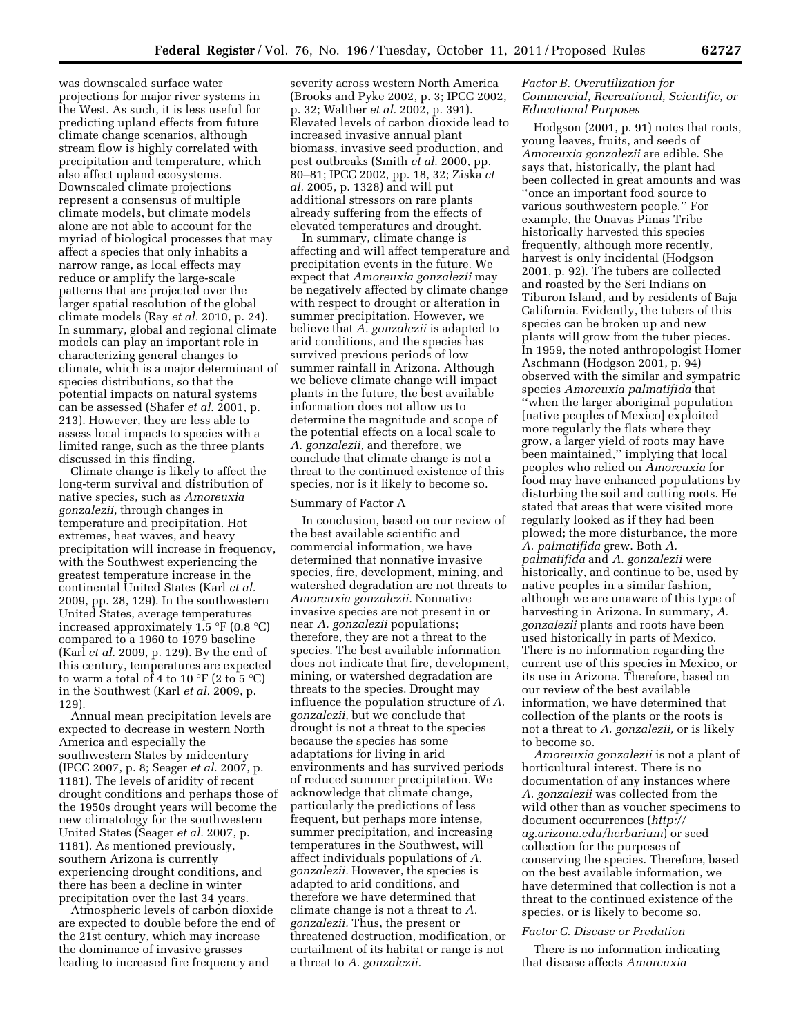was downscaled surface water projections for major river systems in the West. As such, it is less useful for predicting upland effects from future climate change scenarios, although stream flow is highly correlated with precipitation and temperature, which also affect upland ecosystems. Downscaled climate projections represent a consensus of multiple climate models, but climate models alone are not able to account for the myriad of biological processes that may affect a species that only inhabits a narrow range, as local effects may reduce or amplify the large-scale patterns that are projected over the larger spatial resolution of the global climate models (Ray *et al.* 2010, p. 24). In summary, global and regional climate models can play an important role in characterizing general changes to climate, which is a major determinant of species distributions, so that the potential impacts on natural systems can be assessed (Shafer *et al.* 2001, p. 213). However, they are less able to assess local impacts to species with a limited range, such as the three plants discussed in this finding.

Climate change is likely to affect the long-term survival and distribution of native species, such as *Amoreuxia gonzalezii,* through changes in temperature and precipitation. Hot extremes, heat waves, and heavy precipitation will increase in frequency, with the Southwest experiencing the greatest temperature increase in the continental United States (Karl *et al.* 2009, pp. 28, 129). In the southwestern United States, average temperatures increased approximately 1.5 °F (0.8 °C) compared to a 1960 to 1979 baseline (Karl *et al.* 2009, p. 129). By the end of this century, temperatures are expected to warm a total of 4 to 10 °F (2 to 5 °C) in the Southwest (Karl *et al.* 2009, p. 129).

Annual mean precipitation levels are expected to decrease in western North America and especially the southwestern States by midcentury (IPCC 2007, p. 8; Seager *et al.* 2007, p. 1181). The levels of aridity of recent drought conditions and perhaps those of the 1950s drought years will become the new climatology for the southwestern United States (Seager *et al.* 2007, p. 1181). As mentioned previously, southern Arizona is currently experiencing drought conditions, and there has been a decline in winter precipitation over the last 34 years.

Atmospheric levels of carbon dioxide are expected to double before the end of the 21st century, which may increase the dominance of invasive grasses leading to increased fire frequency and severity across western North America (Brooks and Pyke 2002, p. 3; IPCC 2002, p. 32; Walther *et al.* 2002, p. 391). Elevated levels of carbon dioxide lead to increased invasive annual plant biomass, invasive seed production, and pest outbreaks (Smith *et al.* 2000, pp. 80–81; IPCC 2002, pp. 18, 32; Ziska *et al.* 2005, p. 1328) and will put additional stressors on rare plants already suffering from the effects of elevated temperatures and drought.

In summary, climate change is affecting and will affect temperature and precipitation events in the future. We expect that *Amoreuxia gonzalezii* may be negatively affected by climate change with respect to drought or alteration in summer precipitation. However, we believe that *A. gonzalezii* is adapted to arid conditions, and the species has survived previous periods of low summer rainfall in Arizona. Although we believe climate change will impact plants in the future, the best available information does not allow us to determine the magnitude and scope of the potential effects on a local scale to *A. gonzalezii,* and therefore, we conclude that climate change is not a threat to the continued existence of this species, nor is it likely to become so.

Summary of Factor A

In conclusion, based on our review of the best available scientific and commercial information, we have determined that nonnative invasive species, fire, development, mining, and watershed degradation are not threats to *Amoreuxia gonzalezii.* Nonnative invasive species are not present in or near *A. gonzalezii* populations; therefore, they are not a threat to the species. The best available information does not indicate that fire, development, mining, or watershed degradation are threats to the species. Drought may influence the population structure of *A. gonzalezii,* but we conclude that drought is not a threat to the species because the species has some adaptations for living in arid environments and has survived periods of reduced summer precipitation. We acknowledge that climate change, particularly the predictions of less frequent, but perhaps more intense, summer precipitation, and increasing temperatures in the Southwest, will affect individuals populations of *A. gonzalezii.* However, the species is adapted to arid conditions, and therefore we have determined that climate change is not a threat to *A. gonzalezii.* Thus, the present or threatened destruction, modification, or curtailment of its habitat or range is not a threat to *A. gonzalezii.*

*Factor B. Overutilization for Commercial, Recreational, Scientific, or Educational Purposes*

Hodgson (2001, p. 91) notes that roots, young leaves, fruits, and seeds of *Amoreuxia gonzalezii* are edible. She says that, historically, the plant had been collected in great amounts and was ''once an important food source to various southwestern people.'' For example, the Onavas Pimas Tribe historically harvested this species frequently, although more recently, harvest is only incidental (Hodgson 2001, p. 92). The tubers are collected and roasted by the Seri Indians on Tiburon Island, and by residents of Baja California. Evidently, the tubers of this species can be broken up and new plants will grow from the tuber pieces. In 1959, the noted anthropologist Homer Aschmann (Hodgson 2001, p. 94) observed with the similar and sympatric species *Amoreuxia palmatifida* that ''when the larger aboriginal population [native peoples of Mexico] exploited more regularly the flats where they grow, a larger yield of roots may have been maintained,'' implying that local peoples who relied on *Amoreuxia* for food may have enhanced populations by disturbing the soil and cutting roots. He stated that areas that were visited more regularly looked as if they had been plowed; the more disturbance, the more *A. palmatifida* grew. Both *A. palmatifida* and *A. gonzalezii* were historically, and continue to be, used by native peoples in a similar fashion, although we are unaware of this type of harvesting in Arizona. In summary, *A. gonzalezii* plants and roots have been used historically in parts of Mexico. There is no information regarding the current use of this species in Mexico, or its use in Arizona. Therefore, based on our review of the best available information, we have determined that collection of the plants or the roots is not a threat to *A. gonzalezii,* or is likely to become so.

*Amoreuxia gonzalezii* is not a plant of horticultural interest. There is no documentation of any instances where *A. gonzalezii* was collected from the wild other than as voucher specimens to document occurrences (*http://ag.arizona.edu/herbarium*) or seed collection for the purposes of conserving the species. Therefore, based on the best available information, we have determined that collection is not a threat to the continued existence of the species, or is likely to become so.

*Factor C. Disease or Predation*

There is no information indicating that disease affects *Amoreuxia*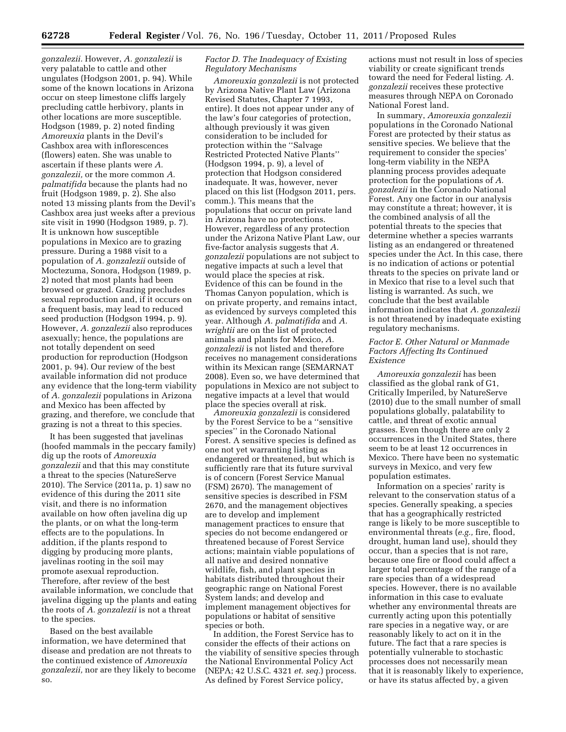*gonzalezii.* However, *A. gonzalezii* is very palatable to cattle and other ungulates (Hodgson 2001, p. 94). While some of the known locations in Arizona occur on steep limestone cliffs largely precluding cattle herbivory, plants in other locations are more susceptible. Hodgson (1989, p. 2) noted finding *Amoreuxia* plants in the Devil's Cashbox area with inflorescences (flowers) eaten. She was unable to ascertain if these plants were *A. gonzalezii,* or the more common *A. palmatifida* because the plants had no fruit (Hodgson 1989, p. 2). She also noted 13 missing plants from the Devil's Cashbox area just weeks after a previous site visit in 1990 (Hodgson 1989, p. 7). It is unknown how susceptible populations in Mexico are to grazing pressure. During a 1988 visit to a population of *A. gonzalezii* outside of Moctezuma, Sonora, Hodgson (1989, p. 2) noted that most plants had been browsed or grazed. Grazing precludes sexual reproduction and, if it occurs on a frequent basis, may lead to reduced seed production (Hodgson 1994, p. 9). However, *A. gonzalezii* also reproduces asexually; hence, the populations are not totally dependent on seed production for reproduction (Hodgson 2001, p. 94). Our review of the best available information did not produce any evidence that the long-term viability of *A. gonzalezii* populations in Arizona and Mexico has been affected by grazing, and therefore, we conclude that grazing is not a threat to this species.

It has been suggested that javelinas (hoofed mammals in the peccary family) dig up the roots of *Amoreuxia gonzalezii* and that this may constitute a threat to the species (NatureServe 2010). The Service (2011a, p. 1) saw no evidence of this during the 2011 site visit, and there is no information available on how often javelina dig up the plants, or on what the long-term effects are to the populations. In addition, if the plants respond to digging by producing more plants, javelinas rooting in the soil may promote asexual reproduction. Therefore, after review of the best available information, we conclude that javelina digging up the plants and eating the roots of *A. gonzalezii* is not a threat to the species.

Based on the best available information, we have determined that disease and predation are not threats to the continued existence of *Amoreuxia gonzalezii,* nor are they likely to become so.

### *Factor D. The Inadequacy of Existing Regulatory Mechanisms*

*Amoreuxia gonzalezii* is not protected by Arizona Native Plant Law (Arizona Revised Statutes, Chapter 7 1993, entire). It does not appear under any of the law's four categories of protection, although previously it was given consideration to be included for protection within the ''Salvage Restricted Protected Native Plants'' (Hodgson 1994, p. 9), a level of protection that Hodgson considered inadequate. It was, however, never placed on this list (Hodgson 2011, pers. comm.). This means that the populations that occur on private land in Arizona have no protections. However, regardless of any protection under the Arizona Native Plant Law, our five-factor analysis suggests that *A. gonzalezii* populations are not subject to negative impacts at such a level that would place the species at risk. Evidence of this can be found in the Thomas Canyon population, which is on private property, and remains intact, as evidenced by surveys completed this year. Although *A. palmatifida* and *A. wrightii* are on the list of protected animals and plants for Mexico, *A. gonzalezii* is not listed and therefore receives no management considerations within its Mexican range (SEMARNAT 2008). Even so, we have determined that populations in Mexico are not subject to negative impacts at a level that would place the species overall at risk.

*Amoreuxia gonzalezii* is considered by the Forest Service to be a ''sensitive species'' in the Coronado National Forest. A sensitive species is defined as one not yet warranting listing as endangered or threatened, but which is sufficiently rare that its future survival is of concern (Forest Service Manual (FSM) 2670). The management of sensitive species is described in FSM 2670, and the management objectives are to develop and implement management practices to ensure that species do not become endangered or threatened because of Forest Service actions; maintain viable populations of all native and desired nonnative wildlife, fish, and plant species in habitats distributed throughout their geographic range on National Forest System lands; and develop and implement management objectives for populations or habitat of sensitive species or both.

In addition, the Forest Service has to consider the effects of their actions on the viability of sensitive species through the National Environmental Policy Act (NEPA; 42 U.S.C. 4321 *et. seq.*) process. As defined by Forest Service policy, actions must not result in loss of species viability or create significant trends toward the need for Federal listing. *A. gonzalezii* receives these protective measures through NEPA on Coronado National Forest land.

In summary, *Amoreuxia gonzalezii* populations in the Coronado National Forest are protected by their status as sensitive species. We believe that the requirement to consider the species' long-term viability in the NEPA planning process provides adequate protection for the populations of *A. gonzalezii* in the Coronado National Forest. Any one factor in our analysis may constitute a threat; however, it is the combined analysis of all the potential threats to the species that determine whether a species warrants listing as an endangered or threatened species under the Act. In this case, there is no indication of actions or potential threats to the species on private land or in Mexico that rise to a level such that listing is warranted. As such, we conclude that the best available information indicates that *A. gonzalezii* is not threatened by inadequate existing regulatory mechanisms.

### *Factor E. Other Natural or Manmade Factors Affecting Its Continued Existence*

*Amoreuxia gonzalezii* has been classified as the global rank of G1, Critically Imperiled, by NatureServe (2010) due to the small number of small populations globally, palatability to cattle, and threat of exotic annual grasses. Even though there are only 2 occurrences in the United States, there seem to be at least 12 occurrences in Mexico. There have been no systematic surveys in Mexico, and very few population estimates.

Information on a species' rarity is relevant to the conservation status of a species. Generally speaking, a species that has a geographically restricted range is likely to be more susceptible to environmental threats (*e.g.,* fire, flood, drought, human land use), should they occur, than a species that is not rare, because one fire or flood could affect a larger total percentage of the range of a rare species than of a widespread species. However, there is no available information in this case to evaluate whether any environmental threats are currently acting upon this potentially rare species in a negative way, or are reasonably likely to act on it in the future. The fact that a rare species is potentially vulnerable to stochastic processes does not necessarily mean that it is reasonably likely to experience, or have its status affected by, a given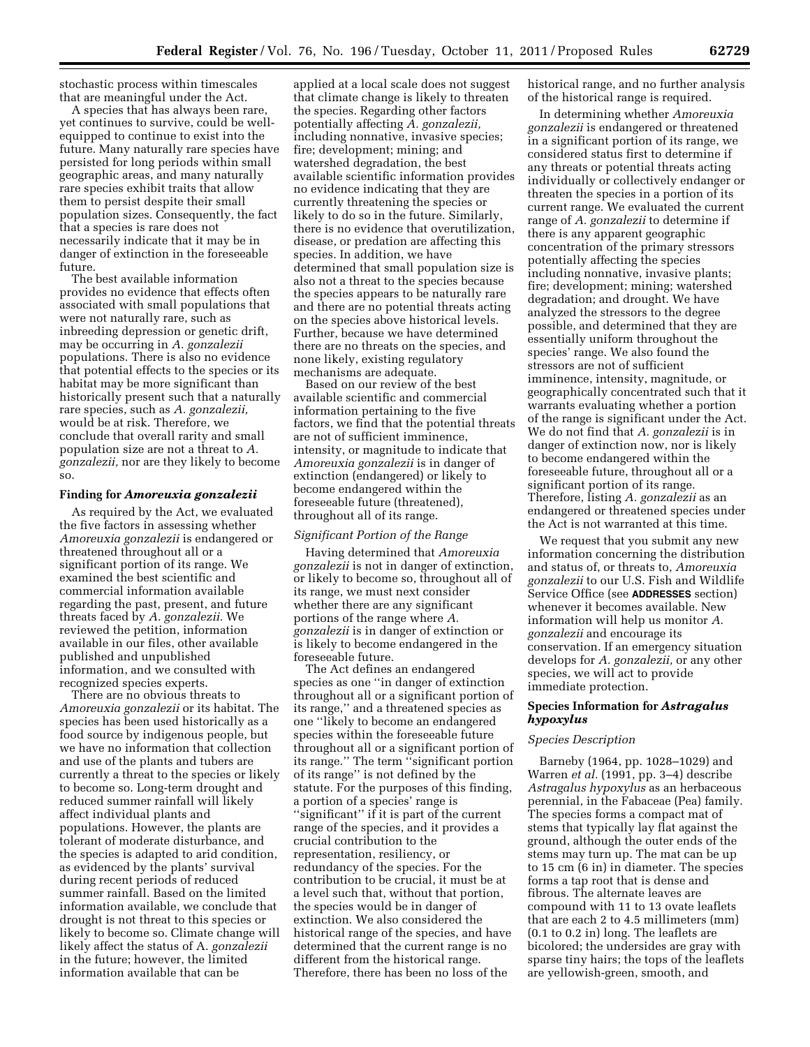stochastic process within timescales that are meaningful under the Act.

A species that has always been rare, yet continues to survive, could be well-equipped to continue to exist into the future. Many naturally rare species have persisted for long periods within small geographic areas, and many naturally rare species exhibit traits that allow them to persist despite their small population sizes. Consequently, the fact that a species is rare does not necessarily indicate that it may be in danger of extinction in the foreseeable future.

The best available information provides no evidence that effects often associated with small populations that were not naturally rare, such as inbreeding depression or genetic drift, may be occurring in *A. gonzalezii* populations. There is also no evidence that potential effects to the species or its habitat may be more significant than historically present such that a naturally rare species, such as *A. gonzalezii,* would be at risk. Therefore, we conclude that overall rarity and small population size are not a threat to *A. gonzalezii,* nor are they likely to become so.

### Finding for *Amoreuxia gonzalezii*

As required by the Act, we evaluated the five factors in assessing whether *Amoreuxia gonzalezii* is endangered or threatened throughout all or a significant portion of its range. We examined the best scientific and commercial information available regarding the past, present, and future threats faced by *A. gonzalezii.* We reviewed the petition, information available in our files, other available published and unpublished information, and we consulted with recognized species experts.

There are no obvious threats to *Amoreuxia gonzalezii* or its habitat. The species has been used historically as a food source by indigenous people, but we have no information that collection and use of the plants and tubers are currently a threat to the species or likely to become so. Long-term drought and reduced summer rainfall will likely affect individual plants and populations. However, the plants are tolerant of moderate disturbance, and the species is adapted to arid condition, as evidenced by the plants' survival during recent periods of reduced summer rainfall. Based on the limited information available, we conclude that drought is not threat to this species or likely to become so. Climate change will likely affect the status of A. *gonzalezii* in the future; however, the limited information available that can be applied at a local scale does not suggest that climate change is likely to threaten the species. Regarding other factors potentially affecting *A. gonzalezii,* including nonnative, invasive species; fire; development; mining; and watershed degradation, the best available scientific information provides no evidence indicating that they are currently threatening the species or likely to do so in the future. Similarly, there is no evidence that overutilization, disease, or predation are affecting this species. In addition, we have determined that small population size is also not a threat to the species because the species appears to be naturally rare and there are no potential threats acting on the species above historical levels. Further, because we have determined there are no threats on the species, and none likely, existing regulatory mechanisms are adequate.

Based on our review of the best available scientific and commercial information pertaining to the five factors, we find that the potential threats are not of sufficient imminence, intensity, or magnitude to indicate that *Amoreuxia gonzalezii* is in danger of extinction (endangered) or likely to become endangered within the foreseeable future (threatened), throughout all of its range.

#### *Significant Portion of the Range*

Having determined that *Amoreuxia gonzalezii* is not in danger of extinction, or likely to become so, throughout all of its range, we must next consider whether there are any significant portions of the range where *A. gonzalezii* is in danger of extinction or is likely to become endangered in the foreseeable future.

The Act defines an endangered species as one ''in danger of extinction throughout all or a significant portion of its range,'' and a threatened species as one ''likely to become an endangered species within the foreseeable future throughout all or a significant portion of its range.'' The term ''significant portion of its range'' is not defined by the statute. For the purposes of this finding, a portion of a species' range is ''significant'' if it is part of the current range of the species, and it provides a crucial contribution to the representation, resiliency, or redundancy of the species. For the contribution to be crucial, it must be at a level such that, without that portion, the species would be in danger of extinction. We also considered the historical range of the species, and have determined that the current range is no different from the historical range. Therefore, there has been no loss of the historical range, and no further analysis of the historical range is required.

In determining whether *Amoreuxia gonzalezii* is endangered or threatened in a significant portion of its range, we considered status first to determine if any threats or potential threats acting individually or collectively endanger or threaten the species in a portion of its current range. We evaluated the current range of *A. gonzalezii* to determine if there is any apparent geographic concentration of the primary stressors potentially affecting the species including nonnative, invasive plants; fire; development; mining; watershed degradation; and drought. We have analyzed the stressors to the degree possible, and determined that they are essentially uniform throughout the species' range. We also found the stressors are not of sufficient imminence, intensity, magnitude, or geographically concentrated such that it warrants evaluating whether a portion of the range is significant under the Act. We do not find that *A. gonzalezii* is in danger of extinction now, nor is likely to become endangered within the foreseeable future, throughout all or a significant portion of its range. Therefore, listing *A. gonzalezii* as an endangered or threatened species under the Act is not warranted at this time.

We request that you submit any new information concerning the distribution and status of, or threats to, *Amoreuxia gonzalezii* to our U.S. Fish and Wildlife Service Office (see **ADDRESSES** section) whenever it becomes available. New information will help us monitor *A. gonzalezii* and encourage its conservation. If an emergency situation develops for *A. gonzalezii,* or any other species, we will act to provide immediate protection.

### Species Information for *Astragalus hypoxylus*

#### *Species Description*

Barneby (1964, pp. 1028–1029) and Warren *et al.* (1991, pp. 3–4) describe *Astragalus hypoxylus* as an herbaceous perennial, in the Fabaceae (Pea) family. The species forms a compact mat of stems that typically lay flat against the ground, although the outer ends of the stems may turn up. The mat can be up to 15 cm (6 in) in diameter. The species forms a tap root that is dense and fibrous. The alternate leaves are compound with 11 to 13 ovate leaflets that are each 2 to 4.5 millimeters (mm) (0.1 to 0.2 in) long. The leaflets are bicolored; the undersides are gray with sparse tiny hairs; the tops of the leaflets are yellowish-green, smooth, and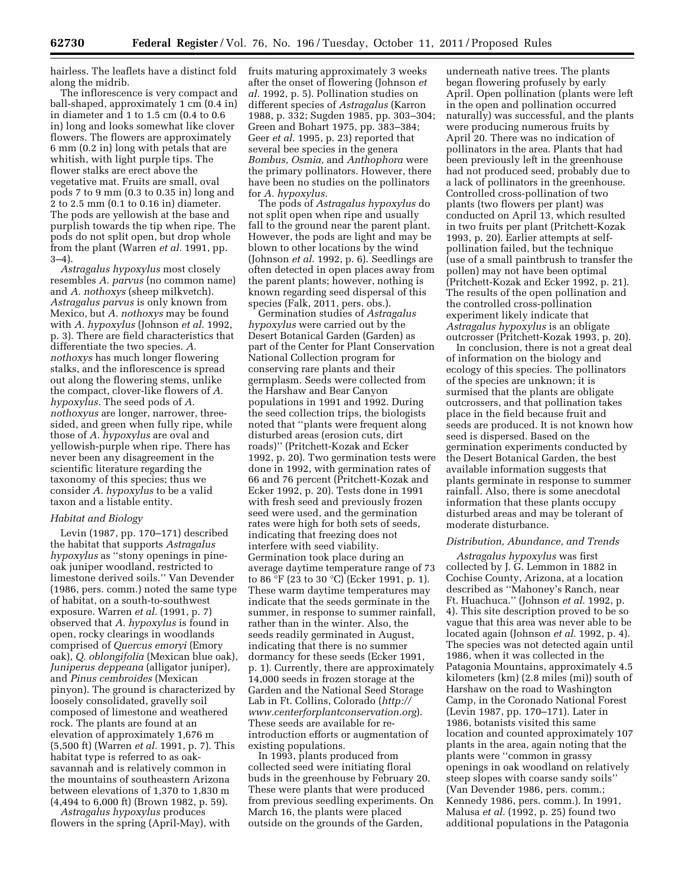hairless. The leaflets have a distinct fold along the midrib.

The inflorescence is very compact and ball-shaped, approximately 1 cm (0.4 in) in diameter and 1 to 1.5 cm (0.4 to 0.6 in) long and looks somewhat like clover flowers. The flowers are approximately 6 mm (0.2 in) long with petals that are whitish, with light purple tips. The flower stalks are erect above the vegetative mat. Fruits are small, oval pods 7 to 9 mm (0.3 to 0.35 in) long and 2 to 2.5 mm (0.1 to 0.16 in) diameter. The pods are yellowish at the base and purplish towards the tip when ripe. The pods do not split open, but drop whole from the plant (Warren *et al.* 1991, pp. 3–4).

*Astragalus hypoxylus* most closely resembles *A. parvus* (no common name) and *A. nothoxys* (sheep milkvetch). *Astragalus parvus* is only known from Mexico, but *A. nothoxys* may be found with *A. hypoxylus* (Johnson *et al.* 1992, p. 3). There are field characteristics that differentiate the two species. *A. nothoxys* has much longer flowering stalks, and the inflorescence is spread out along the flowering stems, unlike the compact, clover-like flowers of *A. hypoxylus.* The seed pods of *A. nothoxyus* are longer, narrower, three-sided, and green when fully ripe, while those of *A. hypoxylus* are oval and yellowish-purple when ripe. There has never been any disagreement in the scientific literature regarding the taxonomy of this species; thus we consider *A. hypoxylus* to be a valid taxon and a listable entity.

### *Habitat and Biology*

Levin (1987, pp. 170–171) described the habitat that supports *Astragalus hypoxylus* as ''stony openings in pine-oak juniper woodland, restricted to limestone derived soils.'' Van Devender (1986, pers. comm.) noted the same type of habitat, on a south-to-southwest exposure. Warren *et al.* (1991, p. 7) observed that *A. hypoxylus* is found in open, rocky clearings in woodlands comprised of *Quercus emoryi* (Emory oak), *Q. oblongifolia* (Mexican blue oak), *Juniperus deppeana* (alligator juniper), and *Pinus cembroides* (Mexican pinyon). The ground is characterized by loosely consolidated, gravelly soil composed of limestone and weathered rock. The plants are found at an elevation of approximately 1,676 m (5,500 ft) (Warren *et al.* 1991, p. 7). This habitat type is referred to as oak-savannah and is relatively common in the mountains of southeastern Arizona between elevations of 1,370 to 1,830 m (4,494 to 6,000 ft) (Brown 1982, p. 59).

*Astragalus hypoxylus* produces flowers in the spring (April-May), with fruits maturing approximately 3 weeks after the onset of flowering (Johnson *et al.* 1992, p. 5). Pollination studies on different species of *Astragalus* (Karron 1988, p. 332; Sugden 1985, pp. 303–304; Green and Bohart 1975, pp. 383–384; Geer *et al.* 1995, p. 23) reported that several bee species in the genera *Bombus, Osmia,* and *Anthophora* were the primary pollinators. However, there have been no studies on the pollinators for *A. hypoxylus.*

The pods of *Astragalus hypoxylus* do not split open when ripe and usually fall to the ground near the parent plant. However, the pods are light and may be blown to other locations by the wind (Johnson *et al.* 1992, p. 6). Seedlings are often detected in open places away from the parent plants; however, nothing is known regarding seed dispersal of this species (Falk, 2011, pers. obs.).

Germination studies of *Astragalus hypoxylus* were carried out by the Desert Botanical Garden (Garden) as part of the Center for Plant Conservation National Collection program for conserving rare plants and their germplasm. Seeds were collected from the Harshaw and Bear Canyon populations in 1991 and 1992. During the seed collection trips, the biologists noted that ''plants were frequent along disturbed areas (erosion cuts, dirt roads)'' (Pritchett-Kozak and Ecker 1992, p. 20). Two germination tests were done in 1992, with germination rates of 66 and 76 percent (Pritchett-Kozak and Ecker 1992, p. 20). Tests done in 1991 with fresh seed and previously frozen seed were used, and the germination rates were high for both sets of seeds, indicating that freezing does not interfere with seed viability. Germination took place during an average daytime temperature range of 73 to 86 °F (23 to 30 °C) (Ecker 1991, p. 1). These warm daytime temperatures may indicate that the seeds germinate in the summer, in response to summer rainfall, rather than in the winter. Also, the seeds readily germinated in August, indicating that there is no summer dormancy for these seeds (Ecker 1991, p. 1). Currently, there are approximately 14,000 seeds in frozen storage at the Garden and the National Seed Storage Lab in Ft. Collins, Colorado (*http://www.centerforplantconservation.org*). These seeds are available for re-introduction efforts or augmentation of existing populations.

In 1993, plants produced from collected seed were initiating floral buds in the greenhouse by February 20. These were plants that were produced from previous seedling experiments. On March 16, the plants were placed outside on the grounds of the Garden, underneath native trees. The plants began flowering profusely by early April. Open pollination (plants were left in the open and pollination occurred naturally) was successful, and the plants were producing numerous fruits by April 20. There was no indication of pollinators in the area. Plants that had been previously left in the greenhouse had not produced seed, probably due to a lack of pollinators in the greenhouse. Controlled cross-pollination of two plants (two flowers per plant) was conducted on April 13, which resulted in two fruits per plant (Pritchett-Kozak 1993, p. 20). Earlier attempts at self-pollination failed, but the technique (use of a small paintbrush to transfer the pollen) may not have been optimal (Pritchett-Kozak and Ecker 1992, p. 21). The results of the open pollination and the controlled cross-pollination experiment likely indicate that *Astragalus hypoxylus* is an obligate outcrosser (Pritchett-Kozak 1993, p. 20).

In conclusion, there is not a great deal of information on the biology and ecology of this species. The pollinators of the species are unknown; it is surmised that the plants are obligate outcrossers, and that pollination takes place in the field because fruit and seeds are produced. It is not known how seed is dispersed. Based on the germination experiments conducted by the Desert Botanical Garden, the best available information suggests that plants germinate in response to summer rainfall. Also, there is some anecdotal information that these plants occupy disturbed areas and may be tolerant of moderate disturbance.

### *Distribution, Abundance, and Trends*

*Astragalus hypoxylus* was first collected by J. G. Lemmon in 1882 in Cochise County, Arizona, at a location described as ''Mahoney's Ranch, near Ft. Huachuca.'' (Johnson *et al.* 1992, p. 4). This site description proved to be so vague that this area was never able to be located again (Johnson *et al.* 1992, p. 4). The species was not detected again until 1986, when it was collected in the Patagonia Mountains, approximately 4.5 kilometers (km) (2.8 miles (mi)) south of Harshaw on the road to Washington Camp, in the Coronado National Forest (Levin 1987, pp. 170–171). Later in 1986, botanists visited this same location and counted approximately 107 plants in the area, again noting that the plants were ''common in grassy openings in oak woodland on relatively steep slopes with coarse sandy soils'' (Van Devender 1986, pers. comm.; Kennedy 1986, pers. comm.). In 1991, Malusa *et al.* (1992, p. 25) found two additional populations in the Patagonia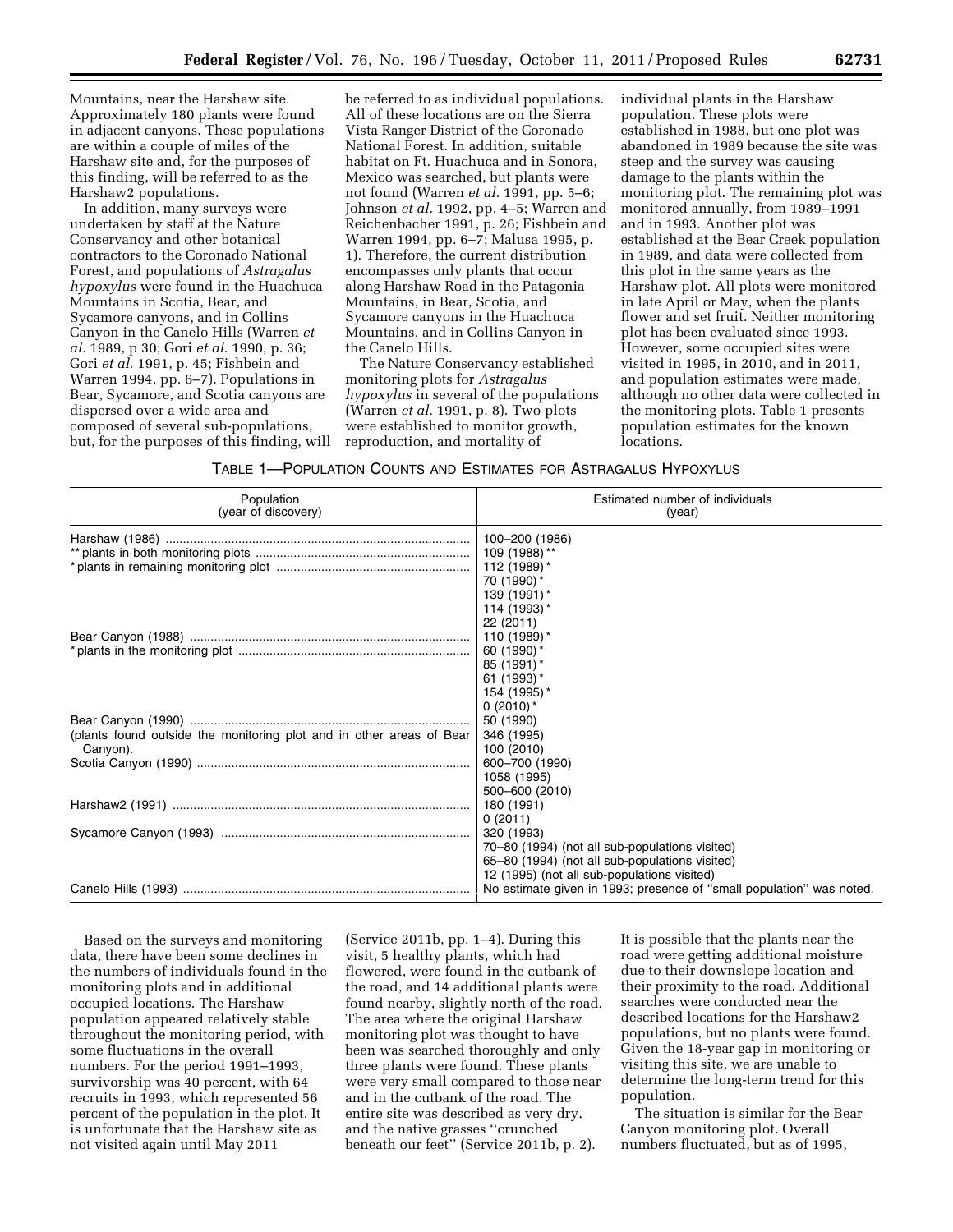Mountains, near the Harshaw site. Approximately 180 plants were found in adjacent canyons. These populations are within a couple of miles of the Harshaw site and, for the purposes of this finding, will be referred to as the Harshaw2 populations.

In addition, many surveys were undertaken by staff at the Nature Conservancy and other botanical contractors to the Coronado National Forest, and populations of *Astragalus hypoxylus* were found in the Huachuca Mountains in Scotia, Bear, and Sycamore canyons, and in Collins Canyon in the Canelo Hills (Warren *et al.* 1989, p 30; Gori *et al.* 1990, p. 36; Gori *et al.* 1991, p. 45; Fishbein and Warren 1994, pp. 6–7). Populations in Bear, Sycamore, and Scotia canyons are dispersed over a wide area and composed of several sub-populations, but, for the purposes of this finding, will be referred to as individual populations. All of these locations are on the Sierra Vista Ranger District of the Coronado National Forest. In addition, suitable habitat on Ft. Huachuca and in Sonora, Mexico was searched, but plants were not found (Warren *et al.* 1991, pp. 5–6; Johnson *et al.* 1992, pp. 4–5; Warren and Reichenbacher 1991, p. 26; Fishbein and Warren 1994, pp. 6–7; Malusa 1995, p. 1). Therefore, the current distribution encompasses only plants that occur along Harshaw Road in the Patagonia Mountains, in Bear, Scotia, and Sycamore canyons in the Huachuca Mountains, and in Collins Canyon in the Canelo Hills.

The Nature Conservancy established monitoring plots for *Astragalus hypoxylus* in several of the populations (Warren *et al.* 1991, p. 8). Two plots were established to monitor growth, reproduction, and mortality of individual plants in the Harshaw population. These plots were established in 1988, but one plot was abandoned in 1989 because the site was steep and the survey was causing damage to the plants within the monitoring plot. The remaining plot was monitored annually, from 1989–1991 and in 1993. Another plot was established at the Bear Creek population in 1989, and data were collected from this plot in the same years as the Harshaw plot. All plots were monitored in late April or May, when the plants flower and set fruit. Neither monitoring plot has been evaluated since 1993. However, some occupied sites were visited in 1995, in 2010, and in 2011, and population estimates were made, although no other data were collected in the monitoring plots. Table 1 presents population estimates for the known locations.

TABLE 1—POPULATION COUNTS AND ESTIMATES FOR ASTRAGALUS HYPOXYLUS

| Population (year of discovery) | Estimated number of individuals (year) |
|---|---|
| Harshaw (1986) | 100–200 (1986) |
| ** plants in both monitoring plots | 109 (1988) ** |
| * plants in remaining monitoring plot | 112 (1989) * |
| | 70 (1990) * |
| | 139 (1991) * |
| | 114 (1993) * |
| | 22 (2011) |
| Bear Canyon (1988) | 110 (1989) * |
| * plants in the monitoring plot | 60 (1990) * |
| | 85 (1991) * |
| | 61 (1993) * |
| | 154 (1995) * |
| | 0 (2010) * |
| Bear Canyon (1990) | 50 (1990) |
| (plants found outside the monitoring plot and in other areas of Bear Canyon). | 346 (1995) |
| | 100 (2010) |
| Scotia Canyon (1990) | 600–700 (1990) |
| | 1058 (1995) |
| | 500–600 (2010) |
| Harshaw2 (1991) | 180 (1991) |
| | 0 (2011) |
| Sycamore Canyon (1993) | 320 (1993) |
| | 70–80 (1994) (not all sub-populations visited) |
| | 65–80 (1994) (not all sub-populations visited) |
| | 12 (1995) (not all sub-populations visited) |
| Canelo Hills (1993) | No estimate given in 1993; presence of "small population" was noted. |

Based on the surveys and monitoring data, there have been some declines in the numbers of individuals found in the monitoring plots and in additional occupied locations. The Harshaw population appeared relatively stable throughout the monitoring period, with some fluctuations in the overall numbers. For the period 1991–1993, survivorship was 40 percent, with 64 recruits in 1993, which represented 56 percent of the population in the plot. It is unfortunate that the Harshaw site as not visited again until May 2011 (Service 2011b, pp. 1–4). During this visit, 5 healthy plants, which had flowered, were found in the cutbank of the road, and 14 additional plants were found nearby, slightly north of the road. The area where the original Harshaw monitoring plot was thought to have been was searched thoroughly and only three plants were found. These plants were very small compared to those near and in the cutbank of the road. The entire site was described as very dry, and the native grasses "crunched beneath our feet" (Service 2011b, p. 2). It is possible that the plants near the road were getting additional moisture due to their downslope location and their proximity to the road. Additional searches were conducted near the described locations for the Harshaw2 populations, but no plants were found. Given the 18-year gap in monitoring or visiting this site, we are unable to determine the long-term trend for this population.

The situation is similar for the Bear Canyon monitoring plot. Overall numbers fluctuated, but as of 1995,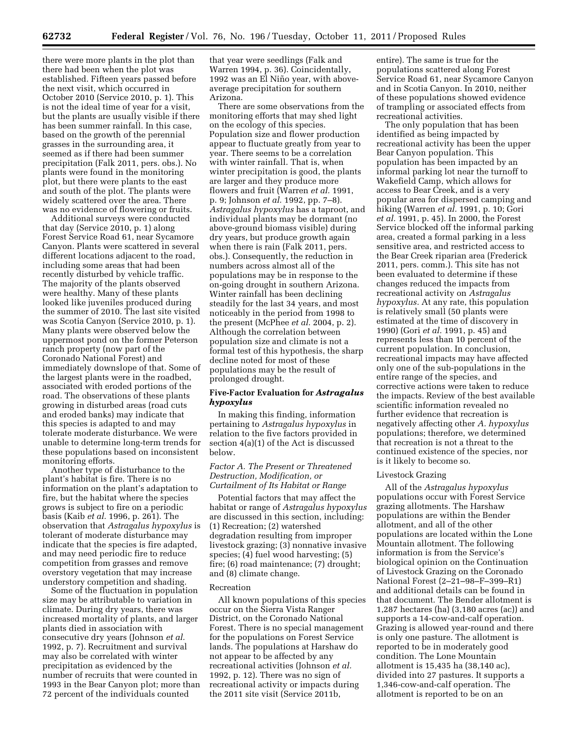there were more plants in the plot than there had been when the plot was established. Fifteen years passed before the next visit, which occurred in October 2010 (Service 2010, p. 1). This is not the ideal time of year for a visit, but the plants are usually visible if there has been summer rainfall. In this case, based on the growth of the perennial grasses in the surrounding area, it seemed as if there had been summer precipitation (Falk 2011, pers. obs.). No plants were found in the monitoring plot, but there were plants to the east and south of the plot. The plants were widely scattered over the area. There was no evidence of flowering or fruits.

Additional surveys were conducted that day (Service 2010, p. 1) along Forest Service Road 61, near Sycamore Canyon. Plants were scattered in several different locations adjacent to the road, including some areas that had been recently disturbed by vehicle traffic. The majority of the plants observed were healthy. Many of these plants looked like juveniles produced during the summer of 2010. The last site visited was Scotia Canyon (Service 2010, p. 1). Many plants were observed below the uppermost pond on the former Peterson ranch property (now part of the Coronado National Forest) and immediately downslope of that. Some of the largest plants were in the roadbed, associated with eroded portions of the road. The observations of these plants growing in disturbed areas (road cuts and eroded banks) may indicate that this species is adapted to and may tolerate moderate disturbance. We were unable to determine long-term trends for these populations based on inconsistent monitoring efforts.

Another type of disturbance to the plant's habitat is fire. There is no information on the plant's adaptation to fire, but the habitat where the species grows is subject to fire on a periodic basis (Kaib *et al.* 1996, p. 261). The observation that *Astragalus hypoxylus* is tolerant of moderate disturbance may indicate that the species is fire adapted, and may need periodic fire to reduce competition from grasses and remove overstory vegetation that may increase understory competition and shading.

Some of the fluctuation in population size may be attributable to variation in climate. During dry years, there was increased mortality of plants, and larger plants died in association with consecutive dry years (Johnson *et al.* 1992, p. 7). Recruitment and survival may also be correlated with winter precipitation as evidenced by the number of recruits that were counted in 1993 in the Bear Canyon plot; more than 72 percent of the individuals counted that year were seedlings (Falk and Warren 1994, p. 36). Coincidentally, 1992 was an El Niño year, with above-average precipitation for southern Arizona.

There are some observations from the monitoring efforts that may shed light on the ecology of this species. Population size and flower production appear to fluctuate greatly from year to year. There seems to be a correlation with winter rainfall. That is, when winter precipitation is good, the plants are larger and they produce more flowers and fruit (Warren *et al.* 1991, p. 9; Johnson *et al.* 1992, pp. 7–8). *Astragalus hypoxylus* has a taproot, and individual plants may be dormant (no above-ground biomass visible) during dry years, but produce growth again when there is rain (Falk 2011, pers. obs.). Consequently, the reduction in numbers across almost all of the populations may be in response to the on-going drought in southern Arizona. Winter rainfall has been declining steadily for the last 34 years, and most noticeably in the period from 1998 to the present (McPhee *et al.* 2004, p. 2). Although the correlation between population size and climate is not a formal test of this hypothesis, the sharp decline noted for most of these populations may be the result of prolonged drought.

## Five-Factor Evaluation for *Astragalus hypoxylus*

In making this finding, information pertaining to *Astragalus hypoxylus* in relation to the five factors provided in section 4(a)(1) of the Act is discussed below.

### *Factor A. The Present or Threatened Destruction, Modification, or Curtailment of Its Habitat or Range*

Potential factors that may affect the habitat or range of *Astragalus hypoxylus* are discussed in this section, including: (1) Recreation; (2) watershed degradation resulting from improper livestock grazing; (3) nonnative invasive species; (4) fuel wood harvesting; (5) fire; (6) road maintenance; (7) drought; and (8) climate change.

#### Recreation

All known populations of this species occur on the Sierra Vista Ranger District, on the Coronado National Forest. There is no special management for the populations on Forest Service lands. The populations at Harshaw do not appear to be affected by any recreational activities (Johnson *et al.* 1992, p. 12). There was no sign of recreational activity or impacts during the 2011 site visit (Service 2011b, entire). The same is true for the populations scattered along Forest Service Road 61, near Sycamore Canyon and in Scotia Canyon. In 2010, neither of these populations showed evidence of trampling or associated effects from recreational activities.

The only population that has been identified as being impacted by recreational activity has been the upper Bear Canyon population. This population has been impacted by an informal parking lot near the turnoff to Wakefield Camp, which allows for access to Bear Creek, and is a very popular area for dispersed camping and hiking (Warren *et al.* 1991, p. 10; Gori *et al.* 1991, p. 45). In 2000, the Forest Service blocked off the informal parking area, created a formal parking in a less sensitive area, and restricted access to the Bear Creek riparian area (Frederick 2011, pers. comm.). This site has not been evaluated to determine if these changes reduced the impacts from recreational activity on *Astragalus hypoxylus.* At any rate, this population is relatively small (50 plants were estimated at the time of discovery in 1990) (Gori *et al.* 1991, p. 45) and represents less than 10 percent of the current population. In conclusion, recreational impacts may have affected only one of the sub-populations in the entire range of the species, and corrective actions were taken to reduce the impacts. Review of the best available scientific information revealed no further evidence that recreation is negatively affecting other *A. hypoxylus* populations; therefore, we determined that recreation is not a threat to the continued existence of the species, nor is it likely to become so.

#### Livestock Grazing

All of the *Astragalus hypoxylus* populations occur with Forest Service grazing allotments. The Harshaw populations are within the Bender allotment, and all of the other populations are located within the Lone Mountain allotment. The following information is from the Service's biological opinion on the Continuation of Livestock Grazing on the Coronado National Forest (2–21–98–F–399–R1) and additional details can be found in that document. The Bender allotment is 1,287 hectares (ha) (3,180 acres (ac)) and supports a 14-cow-and-calf operation. Grazing is allowed year-round and there is only one pasture. The allotment is reported to be in moderately good condition. The Lone Mountain allotment is 15,435 ha (38,140 ac), divided into 27 pastures. It supports a 1,346-cow-and-calf operation. The allotment is reported to be on an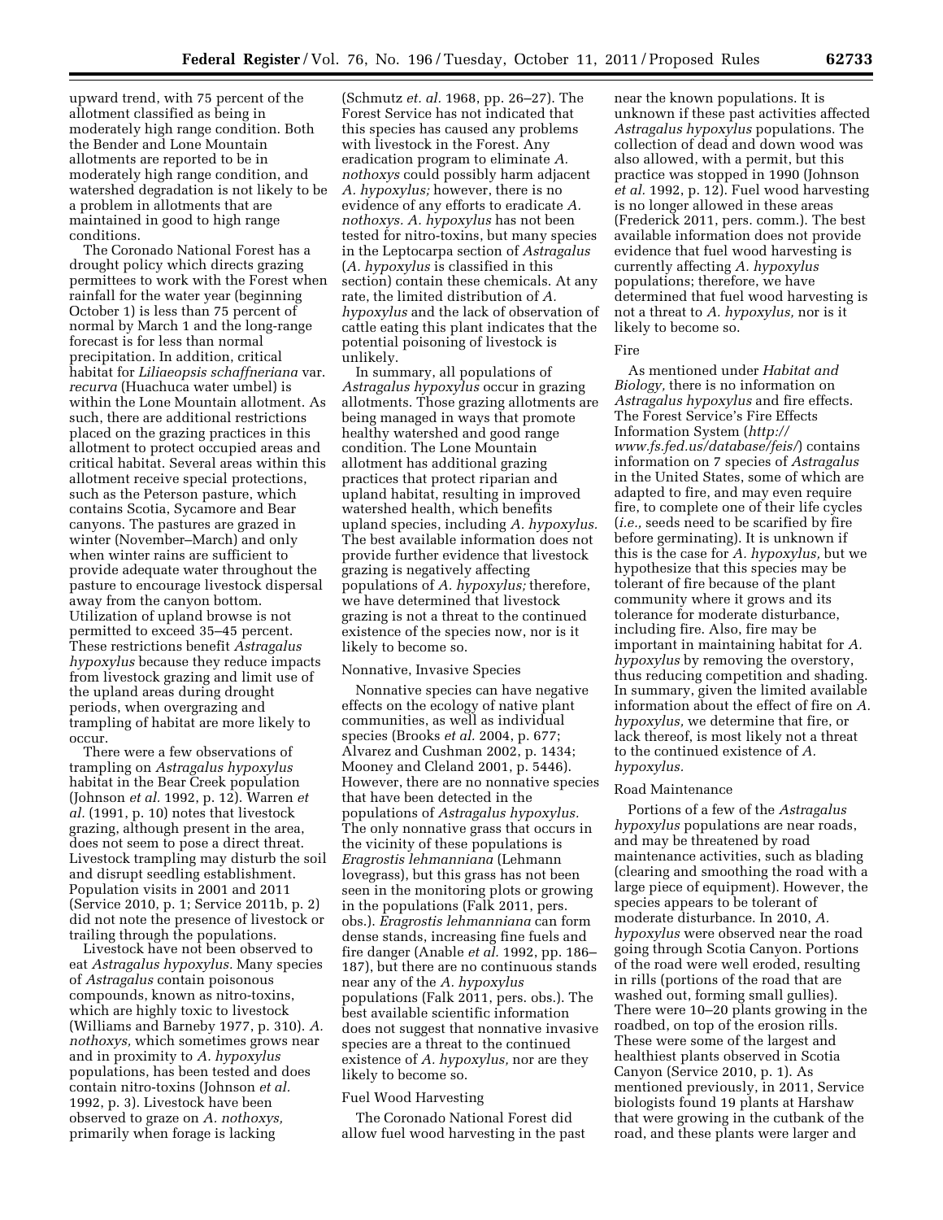upward trend, with 75 percent of the allotment classified as being in moderately high range condition. Both the Bender and Lone Mountain allotments are reported to be in moderately high range condition, and watershed degradation is not likely to be a problem in allotments that are maintained in good to high range conditions.

The Coronado National Forest has a drought policy which directs grazing permittees to work with the Forest when rainfall for the water year (beginning October 1) is less than 75 percent of normal by March 1 and the long-range forecast is for less than normal precipitation. In addition, critical habitat for *Liliaeopsis schaffneriana* var. *recurva* (Huachuca water umbel) is within the Lone Mountain allotment. As such, there are additional restrictions placed on the grazing practices in this allotment to protect occupied areas and critical habitat. Several areas within this allotment receive special protections, such as the Peterson pasture, which contains Scotia, Sycamore and Bear canyons. The pastures are grazed in winter (November–March) and only when winter rains are sufficient to provide adequate water throughout the pasture to encourage livestock dispersal away from the canyon bottom. Utilization of upland browse is not permitted to exceed 35–45 percent. These restrictions benefit *Astragalus hypoxylus* because they reduce impacts from livestock grazing and limit use of the upland areas during drought periods, when overgrazing and trampling of habitat are more likely to occur.

There were a few observations of trampling on *Astragalus hypoxylus* habitat in the Bear Creek population (Johnson *et al.* 1992, p. 12). Warren *et al.* (1991, p. 10) notes that livestock grazing, although present in the area, does not seem to pose a direct threat. Livestock trampling may disturb the soil and disrupt seedling establishment. Population visits in 2001 and 2011 (Service 2010, p. 1; Service 2011b, p. 2) did not note the presence of livestock or trailing through the populations.

Livestock have not been observed to eat *Astragalus hypoxylus.* Many species of *Astragalus* contain poisonous compounds, known as nitro-toxins, which are highly toxic to livestock (Williams and Barneby 1977, p. 310). *A. nothoxys,* which sometimes grows near and in proximity to *A. hypoxylus* populations, has been tested and does contain nitro-toxins (Johnson *et al.* 1992, p. 3). Livestock have been observed to graze on *A. nothoxys,* primarily when forage is lacking (Schmutz *et. al.* 1968, pp. 26–27). The Forest Service has not indicated that this species has caused any problems with livestock in the Forest. Any eradication program to eliminate *A. nothoxys* could possibly harm adjacent *A. hypoxylus;* however, there is no evidence of any efforts to eradicate *A. nothoxys. A. hypoxylus* has not been tested for nitro-toxins, but many species in the Leptocarpa section of *Astragalus* (*A. hypoxylus* is classified in this section) contain these chemicals. At any rate, the limited distribution of *A. hypoxylus* and the lack of observation of cattle eating this plant indicates that the potential poisoning of livestock is unlikely.

In summary, all populations of *Astragalus hypoxylus* occur in grazing allotments. Those grazing allotments are being managed in ways that promote healthy watershed and good range condition. The Lone Mountain allotment has additional grazing practices that protect riparian and upland habitat, resulting in improved watershed health, which benefits upland species, including *A. hypoxylus.* The best available information does not provide further evidence that livestock grazing is negatively affecting populations of *A. hypoxylus;* therefore, we have determined that livestock grazing is not a threat to the continued existence of the species now, nor is it likely to become so.

### Nonnative, Invasive Species

Nonnative species can have negative effects on the ecology of native plant communities, as well as individual species (Brooks *et al.* 2004, p. 677; Alvarez and Cushman 2002, p. 1434; Mooney and Cleland 2001, p. 5446). However, there are no nonnative species that have been detected in the populations of *Astragalus hypoxylus.* The only nonnative grass that occurs in the vicinity of these populations is *Eragrostis lehmanniana* (Lehmann lovegrass), but this grass has not been seen in the monitoring plots or growing in the populations (Falk 2011, pers. obs.). *Eragrostis lehmanniana* can form dense stands, increasing fine fuels and fire danger (Anable *et al.* 1992, pp. 186–187), but there are no continuous stands near any of the *A. hypoxylus* populations (Falk 2011, pers. obs.). The best available scientific information does not suggest that nonnative invasive species are a threat to the continued existence of *A. hypoxylus,* nor are they likely to become so.

### Fuel Wood Harvesting

The Coronado National Forest did allow fuel wood harvesting in the past near the known populations. It is unknown if these past activities affected *Astragalus hypoxylus* populations. The collection of dead and down wood was also allowed, with a permit, but this practice was stopped in 1990 (Johnson *et al.* 1992, p. 12). Fuel wood harvesting is no longer allowed in these areas (Frederick 2011, pers. comm.). The best available information does not provide evidence that fuel wood harvesting is currently affecting *A. hypoxylus* populations; therefore, we have determined that fuel wood harvesting is not a threat to *A. hypoxylus,* nor is it likely to become so.

### Fire

As mentioned under *Habitat and Biology,* there is no information on *Astragalus hypoxylus* and fire effects. The Forest Service's Fire Effects Information System (*http://www.fs.fed.us/database/feis/*) contains information on 7 species of *Astragalus* in the United States, some of which are adapted to fire, and may even require fire, to complete one of their life cycles (*i.e.,* seeds need to be scarified by fire before germinating). It is unknown if this is the case for *A. hypoxylus,* but we hypothesize that this species may be tolerant of fire because of the plant community where it grows and its tolerance for moderate disturbance, including fire. Also, fire may be important in maintaining habitat for *A. hypoxylus* by removing the overstory, thus reducing competition and shading. In summary, given the limited available information about the effect of fire on *A. hypoxylus,* we determine that fire, or lack thereof, is most likely not a threat to the continued existence of *A. hypoxylus.*

### Road Maintenance

Portions of a few of the *Astragalus hypoxylus* populations are near roads, and may be threatened by road maintenance activities, such as blading (clearing and smoothing the road with a large piece of equipment). However, the species appears to be tolerant of moderate disturbance. In 2010, *A. hypoxylus* were observed near the road going through Scotia Canyon. Portions of the road were well eroded, resulting in rills (portions of the road that are washed out, forming small gullies). There were 10–20 plants growing in the roadbed, on top of the erosion rills. These were some of the largest and healthiest plants observed in Scotia Canyon (Service 2010, p. 1). As mentioned previously, in 2011, Service biologists found 19 plants at Harshaw that were growing in the cutbank of the road, and these plants were larger and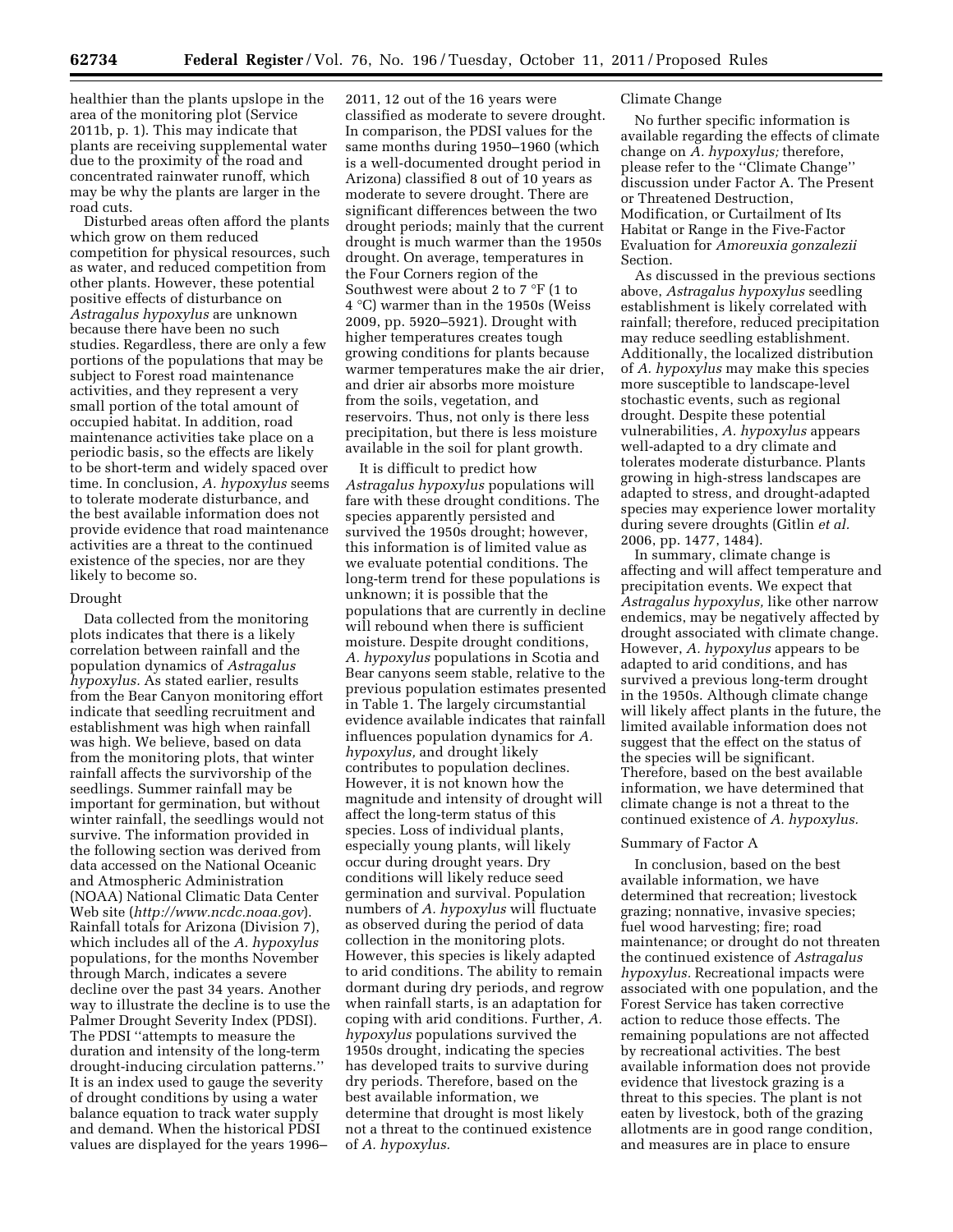healthier than the plants upslope in the area of the monitoring plot (Service 2011b, p. 1). This may indicate that plants are receiving supplemental water due to the proximity of the road and concentrated rainwater runoff, which may be why the plants are larger in the road cuts.

Disturbed areas often afford the plants which grow on them reduced competition for physical resources, such as water, and reduced competition from other plants. However, these potential positive effects of disturbance on *Astragalus hypoxylus* are unknown because there have been no such studies. Regardless, there are only a few portions of the populations that may be subject to Forest road maintenance activities, and they represent a very small portion of the total amount of occupied habitat. In addition, road maintenance activities take place on a periodic basis, so the effects are likely to be short-term and widely spaced over time. In conclusion, *A. hypoxylus* seems to tolerate moderate disturbance, and the best available information does not provide evidence that road maintenance activities are a threat to the continued existence of the species, nor are they likely to become so.

### Drought

Data collected from the monitoring plots indicates that there is a likely correlation between rainfall and the population dynamics of *Astragalus hypoxylus.* As stated earlier, results from the Bear Canyon monitoring effort indicate that seedling recruitment and establishment was high when rainfall was high. We believe, based on data from the monitoring plots, that winter rainfall affects the survivorship of the seedlings. Summer rainfall may be important for germination, but without winter rainfall, the seedlings would not survive. The information provided in the following section was derived from data accessed on the National Oceanic and Atmospheric Administration (NOAA) National Climatic Data Center Web site (*http://www.ncdc.noaa.gov*). Rainfall totals for Arizona (Division 7), which includes all of the *A. hypoxylus* populations, for the months November through March, indicates a severe decline over the past 34 years. Another way to illustrate the decline is to use the Palmer Drought Severity Index (PDSI). The PDSI ''attempts to measure the duration and intensity of the long-term drought-inducing circulation patterns.'' It is an index used to gauge the severity of drought conditions by using a water balance equation to track water supply and demand. When the historical PDSI values are displayed for the years 1996–2011, 12 out of the 16 years were classified as moderate to severe drought. In comparison, the PDSI values for the same months during 1950–1960 (which is a well-documented drought period in Arizona) classified 8 out of 10 years as moderate to severe drought. There are significant differences between the two drought periods; mainly that the current drought is much warmer than the 1950s drought. On average, temperatures in the Four Corners region of the Southwest were about 2 to 7 °F (1 to 4 °C) warmer than in the 1950s (Weiss 2009, pp. 5920–5921). Drought with higher temperatures creates tough growing conditions for plants because warmer temperatures make the air drier, and drier air absorbs more moisture from the soils, vegetation, and reservoirs. Thus, not only is there less precipitation, but there is less moisture available in the soil for plant growth.

It is difficult to predict how *Astragalus hypoxylus* populations will fare with these drought conditions. The species apparently persisted and survived the 1950s drought; however, this information is of limited value as we evaluate potential conditions. The long-term trend for these populations is unknown; it is possible that the populations that are currently in decline will rebound when there is sufficient moisture. Despite drought conditions, *A. hypoxylus* populations in Scotia and Bear canyons seem stable, relative to the previous population estimates presented in Table 1. The largely circumstantial evidence available indicates that rainfall influences population dynamics for *A. hypoxylus,* and drought likely contributes to population declines. However, it is not known how the magnitude and intensity of drought will affect the long-term status of this species. Loss of individual plants, especially young plants, will likely occur during drought years. Dry conditions will likely reduce seed germination and survival. Population numbers of *A. hypoxylus* will fluctuate as observed during the period of data collection in the monitoring plots. However, this species is likely adapted to arid conditions. The ability to remain dormant during dry periods, and regrow when rainfall starts, is an adaptation for coping with arid conditions. Further, *A. hypoxylus* populations survived the 1950s drought, indicating the species has developed traits to survive during dry periods. Therefore, based on the best available information, we determine that drought is most likely not a threat to the continued existence of *A. hypoxylus.*

### Climate Change

No further specific information is available regarding the effects of climate change on *A. hypoxylus;* therefore, please refer to the ''Climate Change'' discussion under Factor A. The Present or Threatened Destruction, Modification, or Curtailment of Its Habitat or Range in the Five-Factor Evaluation for *Amoreuxia gonzalezii* Section.

As discussed in the previous sections above, *Astragalus hypoxylus* seedling establishment is likely correlated with rainfall; therefore, reduced precipitation may reduce seedling establishment. Additionally, the localized distribution of *A. hypoxylus* may make this species more susceptible to landscape-level stochastic events, such as regional drought. Despite these potential vulnerabilities, *A. hypoxylus* appears well-adapted to a dry climate and tolerates moderate disturbance. Plants growing in high-stress landscapes are adapted to stress, and drought-adapted species may experience lower mortality during severe droughts (Gitlin *et al.* 2006, pp. 1477, 1484).

In summary, climate change is affecting and will affect temperature and precipitation events. We expect that *Astragalus hypoxylus,* like other narrow endemics, may be negatively affected by drought associated with climate change. However, *A. hypoxylus* appears to be adapted to arid conditions, and has survived a previous long-term drought in the 1950s. Although climate change will likely affect plants in the future, the limited available information does not suggest that the effect on the status of the species will be significant. Therefore, based on the best available information, we have determined that climate change is not a threat to the continued existence of *A. hypoxylus.*

### Summary of Factor A

In conclusion, based on the best available information, we have determined that recreation; livestock grazing; nonnative, invasive species; fuel wood harvesting; fire; road maintenance; or drought do not threaten the continued existence of *Astragalus hypoxylus.* Recreational impacts were associated with one population, and the Forest Service has taken corrective action to reduce those effects. The remaining populations are not affected by recreational activities. The best available information does not provide evidence that livestock grazing is a threat to this species. The plant is not eaten by livestock, both of the grazing allotments are in good range condition, and measures are in place to ensure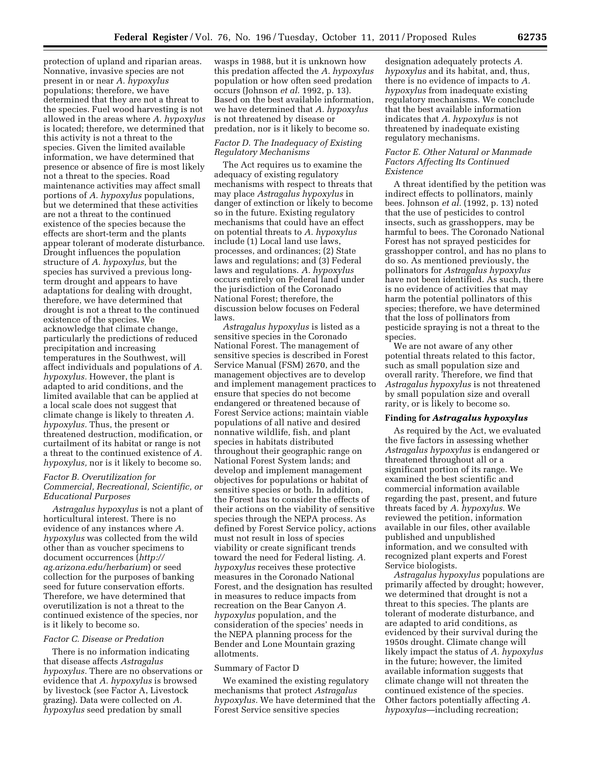protection of upland and riparian areas. Nonnative, invasive species are not present in or near *A. hypoxylus* populations; therefore, we have determined that they are not a threat to the species. Fuel wood harvesting is not allowed in the areas where *A. hypoxylus* is located; therefore, we determined that this activity is not a threat to the species. Given the limited available information, we have determined that presence or absence of fire is most likely not a threat to the species. Road maintenance activities may affect small portions of *A. hypoxylus* populations, but we determined that these activities are not a threat to the continued existence of the species because the effects are short-term and the plants appear tolerant of moderate disturbance. Drought influences the population structure of *A. hypoxylus,* but the species has survived a previous long-term drought and appears to have adaptations for dealing with drought, therefore, we have determined that drought is not a threat to the continued existence of the species. We acknowledge that climate change, particularly the predictions of reduced precipitation and increasing temperatures in the Southwest, will affect individuals and populations of *A. hypoxylus.* However, the plant is adapted to arid conditions, and the limited available that can be applied at a local scale does not suggest that climate change is likely to threaten *A. hypoxylus.* Thus, the present or threatened destruction, modification, or curtailment of its habitat or range is not a threat to the continued existence of *A. hypoxylus,* nor is it likely to become so.

### *Factor B. Overutilization for Commercial, Recreational, Scientific, or Educational Purposes*

*Astragalus hypoxylus* is not a plant of horticultural interest. There is no evidence of any instances where *A. hypoxylus* was collected from the wild other than as voucher specimens to document occurrences (*http://ag.arizona.edu/herbarium*) or seed collection for the purposes of banking seed for future conservation efforts. Therefore, we have determined that overutilization is not a threat to the continued existence of the species, nor is it likely to become so.

### *Factor C. Disease or Predation*

There is no information indicating that disease affects *Astragalus hypoxylus.* There are no observations or evidence that *A. hypoxylus* is browsed by livestock (see Factor A, Livestock grazing). Data were collected on *A. hypoxylus* seed predation by small wasps in 1988, but it is unknown how this predation affected the *A. hypoxylus* population or how often seed predation occurs (Johnson *et al.* 1992, p. 13). Based on the best available information, we have determined that *A. hypoxylus* is not threatened by disease or predation, nor is it likely to become so.

### *Factor D. The Inadequacy of Existing Regulatory Mechanisms*

The Act requires us to examine the adequacy of existing regulatory mechanisms with respect to threats that may place *Astragalus hypoxylus* in danger of extinction or likely to become so in the future. Existing regulatory mechanisms that could have an effect on potential threats to *A. hypoxylus* include (1) Local land use laws, processes, and ordinances; (2) State laws and regulations; and (3) Federal laws and regulations. *A. hypoxylus* occurs entirely on Federal land under the jurisdiction of the Coronado National Forest; therefore, the discussion below focuses on Federal laws.

*Astragalus hypoxylus* is listed as a sensitive species in the Coronado National Forest. The management of sensitive species is described in Forest Service Manual (FSM) 2670, and the management objectives are to develop and implement management practices to ensure that species do not become endangered or threatened because of Forest Service actions; maintain viable populations of all native and desired nonnative wildlife, fish, and plant species in habitats distributed throughout their geographic range on National Forest System lands; and develop and implement management objectives for populations or habitat of sensitive species or both. In addition, the Forest has to consider the effects of their actions on the viability of sensitive species through the NEPA process. As defined by Forest Service policy, actions must not result in loss of species viability or create significant trends toward the need for Federal listing. *A. hypoxylus* receives these protective measures in the Coronado National Forest, and the designation has resulted in measures to reduce impacts from recreation on the Bear Canyon *A. hypoxylus* population, and the consideration of the species' needs in the NEPA planning process for the Bender and Lone Mountain grazing allotments.

Summary of Factor D

We examined the existing regulatory mechanisms that protect *Astragalus hypoxylus.* We have determined that the Forest Service sensitive species designation adequately protects *A. hypoxylus* and its habitat, and, thus, there is no evidence of impacts to *A. hypoxylus* from inadequate existing regulatory mechanisms. We conclude that the best available information indicates that *A. hypoxylus* is not threatened by inadequate existing regulatory mechanisms.

### *Factor E. Other Natural or Manmade Factors Affecting Its Continued Existence*

A threat identified by the petition was indirect effects to pollinators, mainly bees. Johnson *et al.* (1992, p. 13) noted that the use of pesticides to control insects, such as grasshoppers, may be harmful to bees. The Coronado National Forest has not sprayed pesticides for grasshopper control, and has no plans to do so. As mentioned previously, the pollinators for *Astragalus hypoxylus* have not been identified. As such, there is no evidence of activities that may harm the potential pollinators of this species; therefore, we have determined that the loss of pollinators from pesticide spraying is not a threat to the species.

We are not aware of any other potential threats related to this factor, such as small population size and overall rarity. Therefore, we find that *Astragalus hypoxylus* is not threatened by small population size and overall rarity, or is likely to become so.

## Finding for *Astragalus hypoxylus*

As required by the Act, we evaluated the five factors in assessing whether *Astragalus hypoxylus* is endangered or threatened throughout all or a significant portion of its range. We examined the best scientific and commercial information available regarding the past, present, and future threats faced by *A. hypoxylus.* We reviewed the petition, information available in our files, other available published and unpublished information, and we consulted with recognized plant experts and Forest Service biologists.

*Astragalus hypoxylus* populations are primarily affected by drought; however, we determined that drought is not a threat to this species. The plants are tolerant of moderate disturbance, and are adapted to arid conditions, as evidenced by their survival during the 1950s drought. Climate change will likely impact the status of *A. hypoxylus* in the future; however, the limited available information suggests that climate change will not threaten the continued existence of the species. Other factors potentially affecting *A. hypoxylus*—including recreation;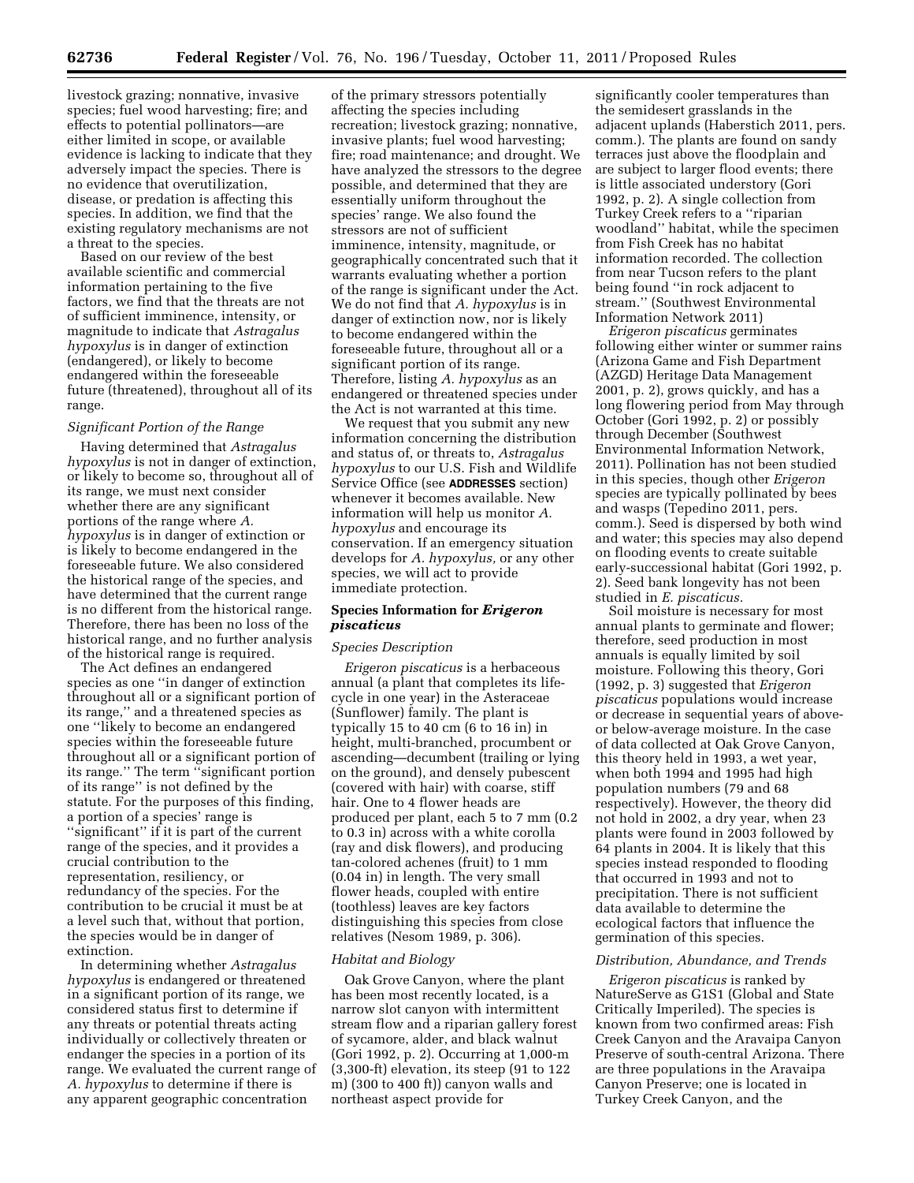livestock grazing; nonnative, invasive species; fuel wood harvesting; fire; and effects to potential pollinators—are either limited in scope, or available evidence is lacking to indicate that they adversely impact the species. There is no evidence that overutilization, disease, or predation is affecting this species. In addition, we find that the existing regulatory mechanisms are not a threat to the species.

Based on our review of the best available scientific and commercial information pertaining to the five factors, we find that the threats are not of sufficient imminence, intensity, or magnitude to indicate that *Astragalus hypoxylus* is in danger of extinction (endangered), or likely to become endangered within the foreseeable future (threatened), throughout all of its range.

### *Significant Portion of the Range*

Having determined that *Astragalus hypoxylus* is not in danger of extinction, or likely to become so, throughout all of its range, we must next consider whether there are any significant portions of the range where *A. hypoxylus* is in danger of extinction or is likely to become endangered in the foreseeable future. We also considered the historical range of the species, and have determined that the current range is no different from the historical range. Therefore, there has been no loss of the historical range, and no further analysis of the historical range is required.

The Act defines an endangered species as one ''in danger of extinction throughout all or a significant portion of its range,'' and a threatened species as one ''likely to become an endangered species within the foreseeable future throughout all or a significant portion of its range.'' The term ''significant portion of its range'' is not defined by the statute. For the purposes of this finding, a portion of a species' range is ''significant'' if it is part of the current range of the species, and it provides a crucial contribution to the representation, resiliency, or redundancy of the species. For the contribution to be crucial it must be at a level such that, without that portion, the species would be in danger of extinction.

In determining whether *Astragalus hypoxylus* is endangered or threatened in a significant portion of its range, we considered status first to determine if any threats or potential threats acting individually or collectively threaten or endanger the species in a portion of its range. We evaluated the current range of *A. hypoxylus* to determine if there is any apparent geographic concentration of the primary stressors potentially affecting the species including recreation; livestock grazing; nonnative, invasive plants; fuel wood harvesting; fire; road maintenance; and drought. We have analyzed the stressors to the degree possible, and determined that they are essentially uniform throughout the species' range. We also found the stressors are not of sufficient imminence, intensity, magnitude, or geographically concentrated such that it warrants evaluating whether a portion of the range is significant under the Act. We do not find that *A. hypoxylus* is in danger of extinction now, nor is likely to become endangered within the foreseeable future, throughout all or a significant portion of its range. Therefore, listing *A. hypoxylus* as an endangered or threatened species under the Act is not warranted at this time.

We request that you submit any new information concerning the distribution and status of, or threats to, *Astragalus hypoxylus* to our U.S. Fish and Wildlife Service Office (see **ADDRESSES** section) whenever it becomes available. New information will help us monitor *A. hypoxylus* and encourage its conservation. If an emergency situation develops for *A. hypoxylus,* or any other species, we will act to provide immediate protection.

## Species Information for *Erigeron piscaticus*

### *Species Description*

*Erigeron piscaticus* is a herbaceous annual (a plant that completes its life-cycle in one year) in the Asteraceae (Sunflower) family. The plant is typically 15 to 40 cm (6 to 16 in) in height, multi-branched, procumbent or ascending—decumbent (trailing or lying on the ground), and densely pubescent (covered with hair) with coarse, stiff hair. One to 4 flower heads are produced per plant, each 5 to 7 mm (0.2 to 0.3 in) across with a white corolla (ray and disk flowers), and producing tan-colored achenes (fruit) to 1 mm (0.04 in) in length. The very small flower heads, coupled with entire (toothless) leaves are key factors distinguishing this species from close relatives (Nesom 1989, p. 306).

### *Habitat and Biology*

Oak Grove Canyon, where the plant has been most recently located, is a narrow slot canyon with intermittent stream flow and a riparian gallery forest of sycamore, alder, and black walnut (Gori 1992, p. 2). Occurring at 1,000-m (3,300-ft) elevation, its steep (91 to 122 m) (300 to 400 ft)) canyon walls and northeast aspect provide for significantly cooler temperatures than the semidesert grasslands in the adjacent uplands (Haberstich 2011, pers. comm.). The plants are found on sandy terraces just above the floodplain and are subject to larger flood events; there is little associated understory (Gori 1992, p. 2). A single collection from Turkey Creek refers to a ''riparian woodland'' habitat, while the specimen from Fish Creek has no habitat information recorded. The collection from near Tucson refers to the plant being found ''in rock adjacent to stream.'' (Southwest Environmental Information Network 2011)

*Erigeron piscaticus* germinates following either winter or summer rains (Arizona Game and Fish Department (AZGD) Heritage Data Management 2001, p. 2), grows quickly, and has a long flowering period from May through October (Gori 1992, p. 2) or possibly through December (Southwest Environmental Information Network, 2011). Pollination has not been studied in this species, though other *Erigeron* species are typically pollinated by bees and wasps (Tepedino 2011, pers. comm.). Seed is dispersed by both wind and water; this species may also depend on flooding events to create suitable early-successional habitat (Gori 1992, p. 2). Seed bank longevity has not been studied in *E. piscaticus.*

Soil moisture is necessary for most annual plants to germinate and flower; therefore, seed production in most annuals is equally limited by soil moisture. Following this theory, Gori (1992, p. 3) suggested that *Erigeron piscaticus* populations would increase or decrease in sequential years of above- or below-average moisture. In the case of data collected at Oak Grove Canyon, this theory held in 1993, a wet year, when both 1994 and 1995 had high population numbers (79 and 68 respectively). However, the theory did not hold in 2002, a dry year, when 23 plants were found in 2003 followed by 64 plants in 2004. It is likely that this species instead responded to flooding that occurred in 1993 and not to precipitation. There is not sufficient data available to determine the ecological factors that influence the germination of this species.

### *Distribution, Abundance, and Trends*

*Erigeron piscaticus* is ranked by NatureServe as G1S1 (Global and State Critically Imperiled). The species is known from two confirmed areas: Fish Creek Canyon and the Aravaipa Canyon Preserve of south-central Arizona. There are three populations in the Aravaipa Canyon Preserve; one is located in Turkey Creek Canyon, and the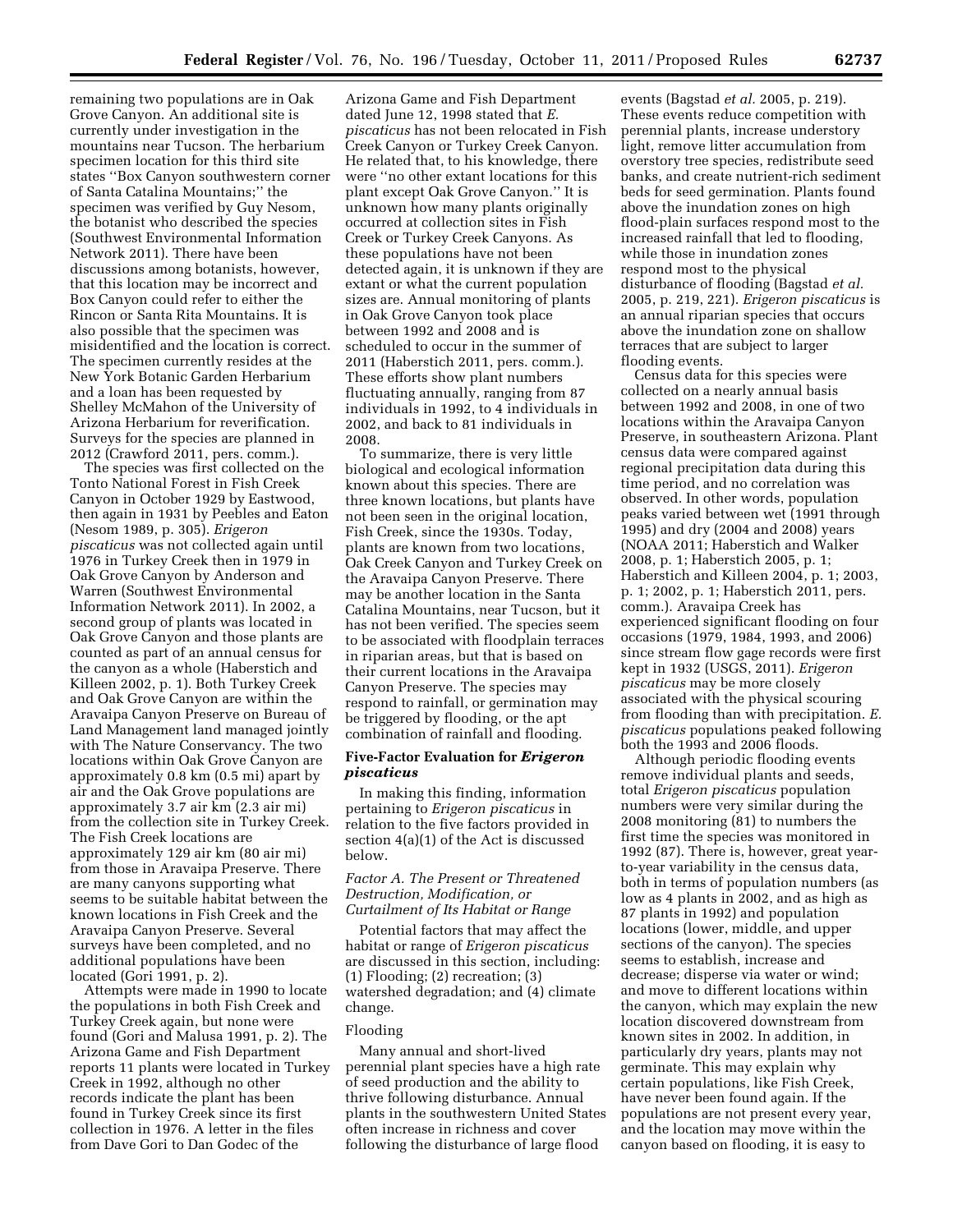remaining two populations are in Oak Grove Canyon. An additional site is currently under investigation in the mountains near Tucson. The herbarium specimen location for this third site states ''Box Canyon southwestern corner of Santa Catalina Mountains;'' the specimen was verified by Guy Nesom, the botanist who described the species (Southwest Environmental Information Network 2011). There have been discussions among botanists, however, that this location may be incorrect and Box Canyon could refer to either the Rincon or Santa Rita Mountains. It is also possible that the specimen was misidentified and the location is correct. The specimen currently resides at the New York Botanic Garden Herbarium and a loan has been requested by Shelley McMahon of the University of Arizona Herbarium for reverification. Surveys for the species are planned in 2012 (Crawford 2011, pers. comm.).

The species was first collected on the Tonto National Forest in Fish Creek Canyon in October 1929 by Eastwood, then again in 1931 by Peebles and Eaton (Nesom 1989, p. 305). *Erigeron piscaticus* was not collected again until 1976 in Turkey Creek then in 1979 in Oak Grove Canyon by Anderson and Warren (Southwest Environmental Information Network 2011). In 2002, a second group of plants was located in Oak Grove Canyon and those plants are counted as part of an annual census for the canyon as a whole (Haberstich and Killeen 2002, p. 1). Both Turkey Creek and Oak Grove Canyon are within the Aravaipa Canyon Preserve on Bureau of Land Management land managed jointly with The Nature Conservancy. The two locations within Oak Grove Canyon are approximately 0.8 km (0.5 mi) apart by air and the Oak Grove populations are approximately 3.7 air km (2.3 air mi) from the collection site in Turkey Creek. The Fish Creek locations are approximately 129 air km (80 air mi) from those in Aravaipa Preserve. There are many canyons supporting what seems to be suitable habitat between the known locations in Fish Creek and the Aravaipa Canyon Preserve. Several surveys have been completed, and no additional populations have been located (Gori 1991, p. 2).

Attempts were made in 1990 to locate the populations in both Fish Creek and Turkey Creek again, but none were found (Gori and Malusa 1991, p. 2). The Arizona Game and Fish Department reports 11 plants were located in Turkey Creek in 1992, although no other records indicate the plant has been found in Turkey Creek since its first collection in 1976. A letter in the files from Dave Gori to Dan Godec of the Arizona Game and Fish Department dated June 12, 1998 stated that *E. piscaticus* has not been relocated in Fish Creek Canyon or Turkey Creek Canyon. He related that, to his knowledge, there were ''no other extant locations for this plant except Oak Grove Canyon.'' It is unknown how many plants originally occurred at collection sites in Fish Creek or Turkey Creek Canyons. As these populations have not been detected again, it is unknown if they are extant or what the current population sizes are. Annual monitoring of plants in Oak Grove Canyon took place between 1992 and 2008 and is scheduled to occur in the summer of 2011 (Haberstich 2011, pers. comm.). These efforts show plant numbers fluctuating annually, ranging from 87 individuals in 1992, to 4 individuals in 2002, and back to 81 individuals in 2008.

To summarize, there is very little biological and ecological information known about this species. There are three known locations, but plants have not been seen in the original location, Fish Creek, since the 1930s. Today, plants are known from two locations, Oak Creek Canyon and Turkey Creek on the Aravaipa Canyon Preserve. There may be another location in the Santa Catalina Mountains, near Tucson, but it has not been verified. The species seem to be associated with floodplain terraces in riparian areas, but that is based on their current locations in the Aravaipa Canyon Preserve. The species may respond to rainfall, or germination may be triggered by flooding, or the apt combination of rainfall and flooding.

### Five-Factor Evaluation for *Erigeron piscaticus*

In making this finding, information pertaining to *Erigeron piscaticus* in relation to the five factors provided in section 4(a)(1) of the Act is discussed below.

#### *Factor A. The Present or Threatened Destruction, Modification, or Curtailment of Its Habitat or Range*

Potential factors that may affect the habitat or range of *Erigeron piscaticus* are discussed in this section, including: (1) Flooding; (2) recreation; (3) watershed degradation; and (4) climate change.

#### Flooding

Many annual and short-lived perennial plant species have a high rate of seed production and the ability to thrive following disturbance. Annual plants in the southwestern United States often increase in richness and cover following the disturbance of large flood events (Bagstad *et al.* 2005, p. 219). These events reduce competition with perennial plants, increase understory light, remove litter accumulation from overstory tree species, redistribute seed banks, and create nutrient-rich sediment beds for seed germination. Plants found above the inundation zones on high flood-plain surfaces respond most to the increased rainfall that led to flooding, while those in inundation zones respond most to the physical disturbance of flooding (Bagstad *et al.* 2005, p. 219, 221). *Erigeron piscaticus* is an annual riparian species that occurs above the inundation zone on shallow terraces that are subject to larger flooding events.

Census data for this species were collected on a nearly annual basis between 1992 and 2008, in one of two locations within the Aravaipa Canyon Preserve, in southeastern Arizona. Plant census data were compared against regional precipitation data during this time period, and no correlation was observed. In other words, population peaks varied between wet (1991 through 1995) and dry (2004 and 2008) years (NOAA 2011; Haberstich and Walker 2008, p. 1; Haberstich 2005, p. 1; Haberstich and Killeen 2004, p. 1; 2003, p. 1; 2002, p. 1; Haberstich 2011, pers. comm.). Aravaipa Creek has experienced significant flooding on four occasions (1979, 1984, 1993, and 2006) since stream flow gage records were first kept in 1932 (USGS, 2011). *Erigeron piscaticus* may be more closely associated with the physical scouring from flooding than with precipitation. *E. piscaticus* populations peaked following both the 1993 and 2006 floods.

Although periodic flooding events remove individual plants and seeds, total *Erigeron piscaticus* population numbers were very similar during the 2008 monitoring (81) to numbers the first time the species was monitored in 1992 (87). There is, however, great year-to-year variability in the census data, both in terms of population numbers (as low as 4 plants in 2002, and as high as 87 plants in 1992) and population locations (lower, middle, and upper sections of the canyon). The species seems to establish, increase and decrease; disperse via water or wind; and move to different locations within the canyon, which may explain the new location discovered downstream from known sites in 2002. In addition, in particularly dry years, plants may not germinate. This may explain why certain populations, like Fish Creek, have never been found again. If the populations are not present every year, and the location may move within the canyon based on flooding, it is easy to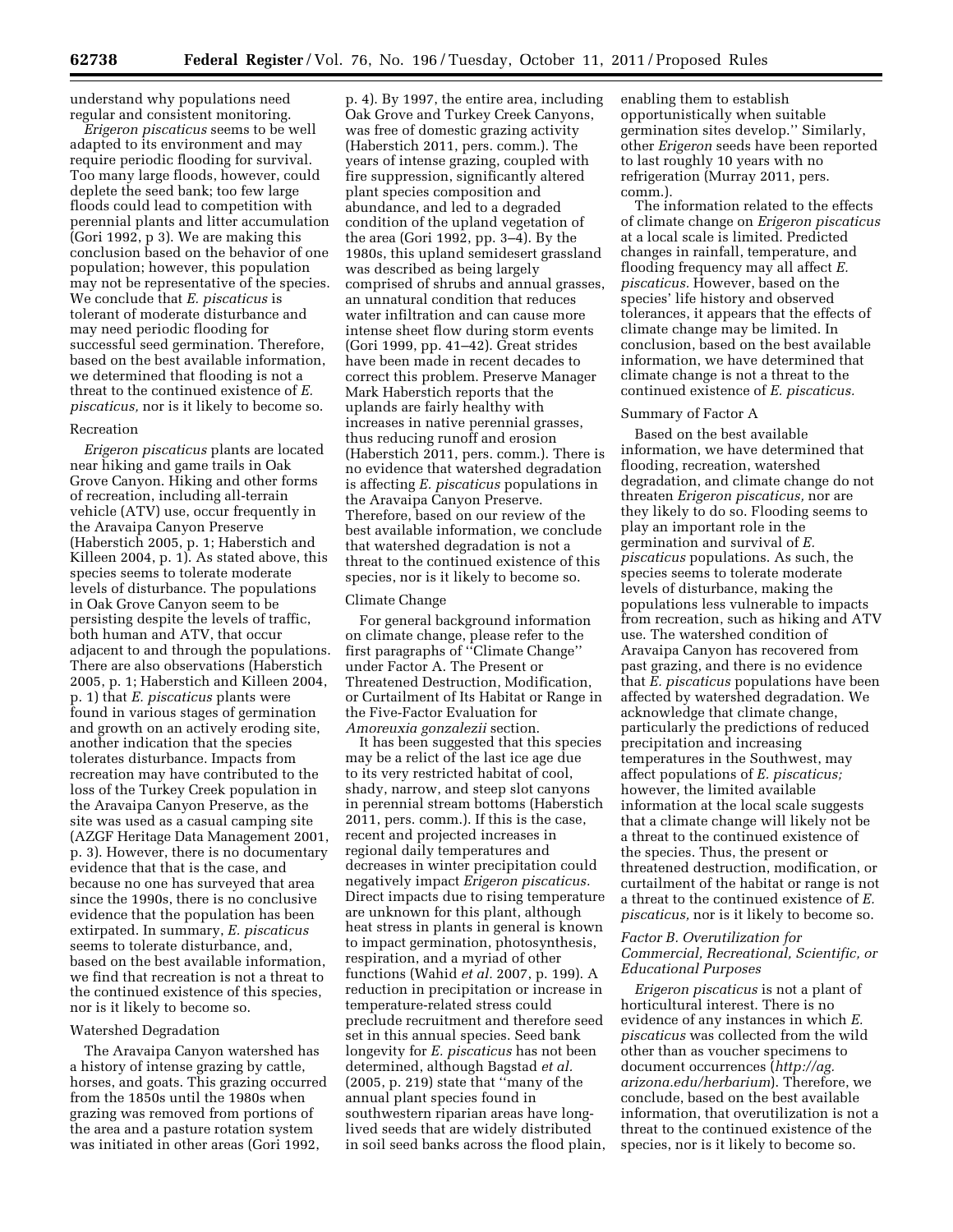understand why populations need regular and consistent monitoring.

*Erigeron piscaticus* seems to be well adapted to its environment and may require periodic flooding for survival. Too many large floods, however, could deplete the seed bank; too few large floods could lead to competition with perennial plants and litter accumulation (Gori 1992, p 3). We are making this conclusion based on the behavior of one population; however, this population may not be representative of the species. We conclude that *E. piscaticus* is tolerant of moderate disturbance and may need periodic flooding for successful seed germination. Therefore, based on the best available information, we determined that flooding is not a threat to the continued existence of *E. piscaticus,* nor is it likely to become so.

Recreation

*Erigeron piscaticus* plants are located near hiking and game trails in Oak Grove Canyon. Hiking and other forms of recreation, including all-terrain vehicle (ATV) use, occur frequently in the Aravaipa Canyon Preserve (Haberstich 2005, p. 1; Haberstich and Killeen 2004, p. 1). As stated above, this species seems to tolerate moderate levels of disturbance. The populations in Oak Grove Canyon seem to be persisting despite the levels of traffic, both human and ATV, that occur adjacent to and through the populations. There are also observations (Haberstich 2005, p. 1; Haberstich and Killeen 2004, p. 1) that *E. piscaticus* plants were found in various stages of germination and growth on an actively eroding site, another indication that the species tolerates disturbance. Impacts from recreation may have contributed to the loss of the Turkey Creek population in the Aravaipa Canyon Preserve, as the site was used as a casual camping site (AZGF Heritage Data Management 2001, p. 3). However, there is no documentary evidence that that is the case, and because no one has surveyed that area since the 1990s, there is no conclusive evidence that the population has been extirpated. In summary, *E. piscaticus* seems to tolerate disturbance, and, based on the best available information, we find that recreation is not a threat to the continued existence of this species, nor is it likely to become so.

Watershed Degradation

The Aravaipa Canyon watershed has a history of intense grazing by cattle, horses, and goats. This grazing occurred from the 1850s until the 1980s when grazing was removed from portions of the area and a pasture rotation system was initiated in other areas (Gori 1992, p. 4). By 1997, the entire area, including Oak Grove and Turkey Creek Canyons, was free of domestic grazing activity (Haberstich 2011, pers. comm.). The years of intense grazing, coupled with fire suppression, significantly altered plant species composition and abundance, and led to a degraded condition of the upland vegetation of the area (Gori 1992, pp. 3–4). By the 1980s, this upland semidesert grassland was described as being largely comprised of shrubs and annual grasses, an unnatural condition that reduces water infiltration and can cause more intense sheet flow during storm events (Gori 1999, pp. 41–42). Great strides have been made in recent decades to correct this problem. Preserve Manager Mark Haberstich reports that the uplands are fairly healthy with increases in native perennial grasses, thus reducing runoff and erosion (Haberstich 2011, pers. comm.). There is no evidence that watershed degradation is affecting *E. piscaticus* populations in the Aravaipa Canyon Preserve. Therefore, based on our review of the best available information, we conclude that watershed degradation is not a threat to the continued existence of this species, nor is it likely to become so.

Climate Change

For general background information on climate change, please refer to the first paragraphs of "Climate Change" under Factor A. The Present or Threatened Destruction, Modification, or Curtailment of Its Habitat or Range in the Five-Factor Evaluation for *Amoreuxia gonzalezii* section.

It has been suggested that this species may be a relict of the last ice age due to its very restricted habitat of cool, shady, narrow, and steep slot canyons in perennial stream bottoms (Haberstich 2011, pers. comm.). If this is the case, recent and projected increases in regional daily temperatures and decreases in winter precipitation could negatively impact *Erigeron piscaticus.* Direct impacts due to rising temperature are unknown for this plant, although heat stress in plants in general is known to impact germination, photosynthesis, respiration, and a myriad of other functions (Wahid *et al.* 2007, p. 199). A reduction in precipitation or increase in temperature-related stress could preclude recruitment and therefore seed set in this annual species. Seed bank longevity for *E. piscaticus* has not been determined, although Bagstad *et al.* (2005, p. 219) state that "many of the annual plant species found in southwestern riparian areas have long-lived seeds that are widely distributed in soil seed banks across the flood plain, enabling them to establish opportunistically when suitable germination sites develop." Similarly, other *Erigeron* seeds have been reported to last roughly 10 years with no refrigeration (Murray 2011, pers. comm.).

The information related to the effects of climate change on *Erigeron piscaticus* at a local scale is limited. Predicted changes in rainfall, temperature, and flooding frequency may all affect *E. piscaticus.* However, based on the species' life history and observed tolerances, it appears that the effects of climate change may be limited. In conclusion, based on the best available information, we have determined that climate change is not a threat to the continued existence of *E. piscaticus.*

Summary of Factor A

Based on the best available information, we have determined that flooding, recreation, watershed degradation, and climate change do not threaten *Erigeron piscaticus,* nor are they likely to do so. Flooding seems to play an important role in the germination and survival of *E. piscaticus* populations. As such, the species seems to tolerate moderate levels of disturbance, making the populations less vulnerable to impacts from recreation, such as hiking and ATV use. The watershed condition of Aravaipa Canyon has recovered from past grazing, and there is no evidence that *E. piscaticus* populations have been affected by watershed degradation. We acknowledge that climate change, particularly the predictions of reduced precipitation and increasing temperatures in the Southwest, may affect populations of *E. piscaticus;* however, the limited available information at the local scale suggests that a climate change will likely not be a threat to the continued existence of the species. Thus, the present or threatened destruction, modification, or curtailment of the habitat or range is not a threat to the continued existence of *E. piscaticus,* nor is it likely to become so.

### *Factor B. Overutilization for Commercial, Recreational, Scientific, or Educational Purposes*

*Erigeron piscaticus* is not a plant of horticultural interest. There is no evidence of any instances in which *E. piscaticus* was collected from the wild other than as voucher specimens to document occurrences (*http://ag.arizona.edu/herbarium*). Therefore, we conclude, based on the best available information, that overutilization is not a threat to the continued existence of the species, nor is it likely to become so.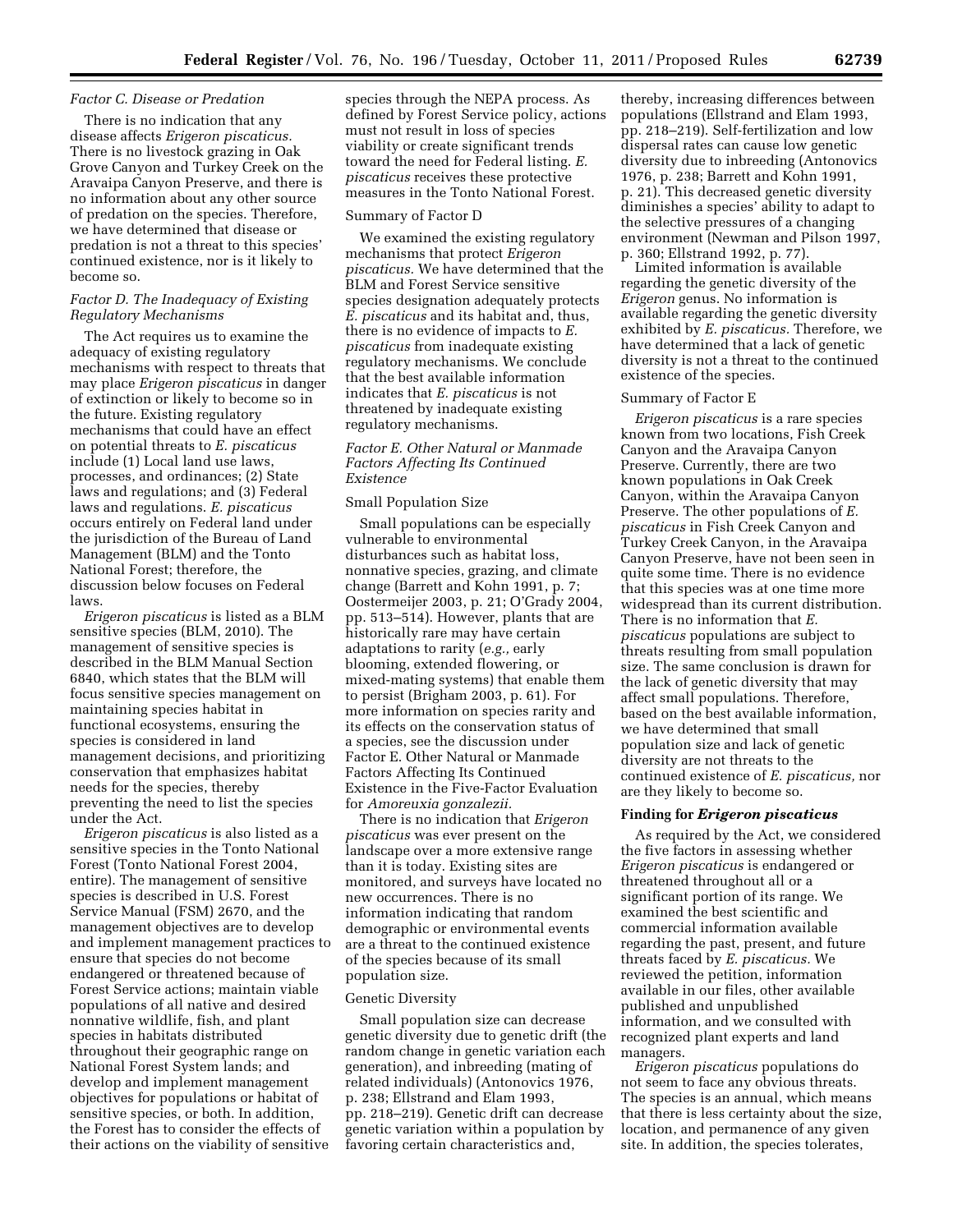*Factor C. Disease or Predation*

There is no indication that any disease affects *Erigeron piscaticus.* There is no livestock grazing in Oak Grove Canyon and Turkey Creek on the Aravaipa Canyon Preserve, and there is no information about any other source of predation on the species. Therefore, we have determined that disease or predation is not a threat to this species' continued existence, nor is it likely to become so.

*Factor D. The Inadequacy of Existing Regulatory Mechanisms*

The Act requires us to examine the adequacy of existing regulatory mechanisms with respect to threats that may place *Erigeron piscaticus* in danger of extinction or likely to become so in the future. Existing regulatory mechanisms that could have an effect on potential threats to *E. piscaticus* include (1) Local land use laws, processes, and ordinances; (2) State laws and regulations; and (3) Federal laws and regulations. *E. piscaticus* occurs entirely on Federal land under the jurisdiction of the Bureau of Land Management (BLM) and the Tonto National Forest; therefore, the discussion below focuses on Federal laws.

*Erigeron piscaticus* is listed as a BLM sensitive species (BLM, 2010). The management of sensitive species is described in the BLM Manual Section 6840, which states that the BLM will focus sensitive species management on maintaining species habitat in functional ecosystems, ensuring the species is considered in land management decisions, and prioritizing conservation that emphasizes habitat needs for the species, thereby preventing the need to list the species under the Act.

*Erigeron piscaticus* is also listed as a sensitive species in the Tonto National Forest (Tonto National Forest 2004, entire). The management of sensitive species is described in U.S. Forest Service Manual (FSM) 2670, and the management objectives are to develop and implement management practices to ensure that species do not become endangered or threatened because of Forest Service actions; maintain viable populations of all native and desired nonnative wildlife, fish, and plant species in habitats distributed throughout their geographic range on National Forest System lands; and develop and implement management objectives for populations or habitat of sensitive species, or both. In addition, the Forest has to consider the effects of their actions on the viability of sensitive species through the NEPA process. As defined by Forest Service policy, actions must not result in loss of species viability or create significant trends toward the need for Federal listing. *E. piscaticus* receives these protective measures in the Tonto National Forest.

Summary of Factor D

We examined the existing regulatory mechanisms that protect *Erigeron piscaticus.* We have determined that the BLM and Forest Service sensitive species designation adequately protects *E. piscaticus* and its habitat and, thus, there is no evidence of impacts to *E. piscaticus* from inadequate existing regulatory mechanisms. We conclude that the best available information indicates that *E. piscaticus* is not threatened by inadequate existing regulatory mechanisms.

*Factor E. Other Natural or Manmade Factors Affecting Its Continued Existence*

Small Population Size

Small populations can be especially vulnerable to environmental disturbances such as habitat loss, nonnative species, grazing, and climate change (Barrett and Kohn 1991, p. 7; Oostermeijer 2003, p. 21; O'Grady 2004, pp. 513–514). However, plants that are historically rare may have certain adaptations to rarity (*e.g.,* early blooming, extended flowering, or mixed-mating systems) that enable them to persist (Brigham 2003, p. 61). For more information on species rarity and its effects on the conservation status of a species, see the discussion under Factor E. Other Natural or Manmade Factors Affecting Its Continued Existence in the Five-Factor Evaluation for *Amoreuxia gonzalezii.*

There is no indication that *Erigeron piscaticus* was ever present on the landscape over a more extensive range than it is today. Existing sites are monitored, and surveys have located no new occurrences. There is no information indicating that random demographic or environmental events are a threat to the continued existence of the species because of its small population size.

Genetic Diversity

Small population size can decrease genetic diversity due to genetic drift (the random change in genetic variation each generation), and inbreeding (mating of related individuals) (Antonovics 1976, p. 238; Ellstrand and Elam 1993, pp. 218–219). Genetic drift can decrease genetic variation within a population by favoring certain characteristics and, thereby, increasing differences between populations (Ellstrand and Elam 1993, pp. 218–219). Self-fertilization and low dispersal rates can cause low genetic diversity due to inbreeding (Antonovics 1976, p. 238; Barrett and Kohn 1991, p. 21). This decreased genetic diversity diminishes a species' ability to adapt to the selective pressures of a changing environment (Newman and Pilson 1997, p. 360; Ellstrand 1992, p. 77).

Limited information is available regarding the genetic diversity of the *Erigeron* genus. No information is available regarding the genetic diversity exhibited by *E. piscaticus.* Therefore, we have determined that a lack of genetic diversity is not a threat to the continued existence of the species.

Summary of Factor E

*Erigeron piscaticus* is a rare species known from two locations, Fish Creek Canyon and the Aravaipa Canyon Preserve. Currently, there are two known populations in Oak Creek Canyon, within the Aravaipa Canyon Preserve. The other populations of *E. piscaticus* in Fish Creek Canyon and Turkey Creek Canyon, in the Aravaipa Canyon Preserve, have not been seen in quite some time. There is no evidence that this species was at one time more widespread than its current distribution. There is no information that *E. piscaticus* populations are subject to threats resulting from small population size. The same conclusion is drawn for the lack of genetic diversity that may affect small populations. Therefore, based on the best available information, we have determined that small population size and lack of genetic diversity are not threats to the continued existence of *E. piscaticus,* nor are they likely to become so.

**Finding for *Erigeron piscaticus***

As required by the Act, we considered the five factors in assessing whether *Erigeron piscaticus* is endangered or threatened throughout all or a significant portion of its range. We examined the best scientific and commercial information available regarding the past, present, and future threats faced by *E. piscaticus.* We reviewed the petition, information available in our files, other available published and unpublished information, and we consulted with recognized plant experts and land managers.

*Erigeron piscaticus* populations do not seem to face any obvious threats. The species is an annual, which means that there is less certainty about the size, location, and permanence of any given site. In addition, the species tolerates,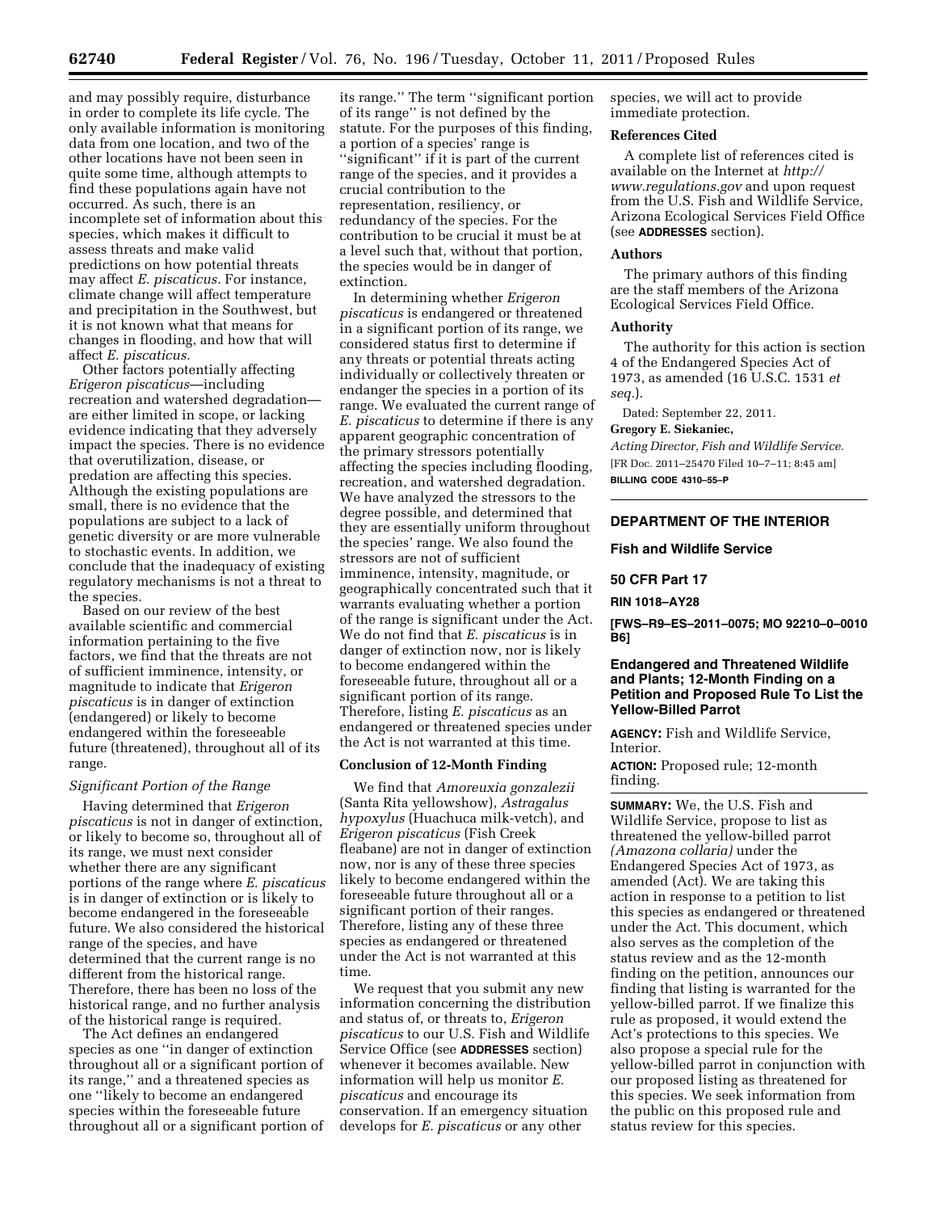and may possibly require, disturbance in order to complete its life cycle. The only available information is monitoring data from one location, and two of the other locations have not been seen in quite some time, although attempts to find these populations again have not occurred. As such, there is an incomplete set of information about this species, which makes it difficult to assess threats and make valid predictions on how potential threats may affect *E. piscaticus.* For instance, climate change will affect temperature and precipitation in the Southwest, but it is not known what that means for changes in flooding, and how that will affect *E. piscaticus.*

Other factors potentially affecting *Erigeron piscaticus*—including recreation and watershed degradation—are either limited in scope, or lacking evidence indicating that they adversely impact the species. There is no evidence that overutilization, disease, or predation are affecting this species. Although the existing populations are small, there is no evidence that the populations are subject to a lack of genetic diversity or are more vulnerable to stochastic events. In addition, we conclude that the inadequacy of existing regulatory mechanisms is not a threat to the species.

Based on our review of the best available scientific and commercial information pertaining to the five factors, we find that the threats are not of sufficient imminence, intensity, or magnitude to indicate that *Erigeron piscaticus* is in danger of extinction (endangered) or likely to become endangered within the foreseeable future (threatened), throughout all of its range.

*Significant Portion of the Range*

Having determined that *Erigeron piscaticus* is not in danger of extinction, or likely to become so, throughout all of its range, we must next consider whether there are any significant portions of the range where *E. piscaticus* is in danger of extinction or is likely to become endangered in the foreseeable future. We also considered the historical range of the species, and have determined that the current range is no different from the historical range. Therefore, there has been no loss of the historical range, and no further analysis of the historical range is required.

The Act defines an endangered species as one ''in danger of extinction throughout all or a significant portion of its range,'' and a threatened species as one ''likely to become an endangered species within the foreseeable future throughout all or a significant portion of its range.'' The term ''significant portion of its range'' is not defined by the statute. For the purposes of this finding, a portion of a species' range is ''significant'' if it is part of the current range of the species, and it provides a crucial contribution to the representation, resiliency, or redundancy of the species. For the contribution to be crucial it must be at a level such that, without that portion, the species would be in danger of extinction.

In determining whether *Erigeron piscaticus* is endangered or threatened in a significant portion of its range, we considered status first to determine if any threats or potential threats acting individually or collectively threaten or endanger the species in a portion of its range. We evaluated the current range of *E. piscaticus* to determine if there is any apparent geographic concentration of the primary stressors potentially affecting the species including flooding, recreation, and watershed degradation. We have analyzed the stressors to the degree possible, and determined that they are essentially uniform throughout the species' range. We also found the stressors are not of sufficient imminence, intensity, magnitude, or geographically concentrated such that it warrants evaluating whether a portion of the range is significant under the Act. We do not find that *E. piscaticus* is in danger of extinction now, nor is likely to become endangered within the foreseeable future, throughout all or a significant portion of its range. Therefore, listing *E. piscaticus* as an endangered or threatened species under the Act is not warranted at this time.

**Conclusion of 12-Month Finding**

We find that *Amoreuxia gonzalezii* (Santa Rita yellowshow), *Astragalus hypoxylus* (Huachuca milk-vetch), and *Erigeron piscaticus* (Fish Creek fleabane) are not in danger of extinction now, nor is any of these three species likely to become endangered within the foreseeable future throughout all or a significant portion of their ranges. Therefore, listing any of these three species as endangered or threatened under the Act is not warranted at this time.

We request that you submit any new information concerning the distribution and status of, or threats to, *Erigeron piscaticus* to our U.S. Fish and Wildlife Service Office (see **ADDRESSES** section) whenever it becomes available. New information will help us monitor *E. piscaticus* and encourage its conservation. If an emergency situation develops for *E. piscaticus* or any other species, we will act to provide immediate protection.

**References Cited**

A complete list of references cited is available on the Internet at *http://www.regulations.gov* and upon request from the U.S. Fish and Wildlife Service, Arizona Ecological Services Field Office (see **ADDRESSES** section).

**Authors**

The primary authors of this finding are the staff members of the Arizona Ecological Services Field Office.

**Authority**

The authority for this action is section 4 of the Endangered Species Act of 1973, as amended (16 U.S.C. 1531 *et seq.*).

Dated: September 22, 2011.

**Gregory E. Siekaniec,**

*Acting Director, Fish and Wildlife Service.*

[FR Doc. 2011–25470 Filed 10–7–11; 8:45 am]

**BILLING CODE 4310–55–P**

---

**DEPARTMENT OF THE INTERIOR**

**Fish and Wildlife Service**

**50 CFR Part 17**

**RIN 1018–AY28**

**[FWS–R9–ES–2011–0075; MO 92210–0–0010 B6]**

## Endangered and Threatened Wildlife and Plants; 12-Month Finding on a Petition and Proposed Rule To List the Yellow-Billed Parrot

**AGENCY:** Fish and Wildlife Service, Interior.

**ACTION:** Proposed rule; 12-month finding.

**SUMMARY:** We, the U.S. Fish and Wildlife Service, propose to list as threatened the yellow-billed parrot *(Amazona collaria)* under the Endangered Species Act of 1973, as amended (Act). We are taking this action in response to a petition to list this species as endangered or threatened under the Act. This document, which also serves as the completion of the status review and as the 12-month finding on the petition, announces our finding that listing is warranted for the yellow-billed parrot. If we finalize this rule as proposed, it would extend the Act's protections to this species. We also propose a special rule for the yellow-billed parrot in conjunction with our proposed listing as threatened for this species. We seek information from the public on this proposed rule and status review for this species.